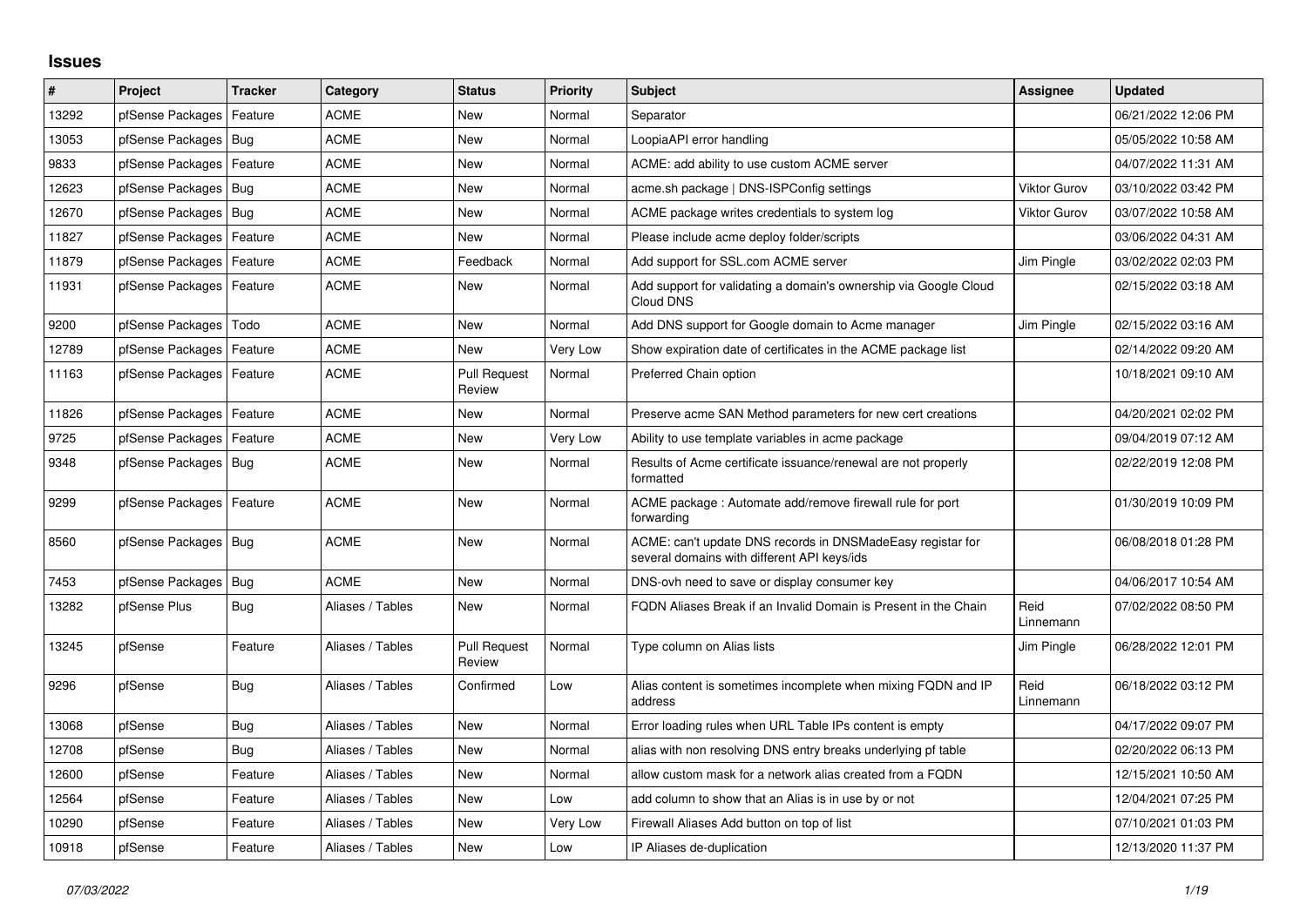# Issues

| # | Project | Tracker | Category | Status | Priority | Subject | Assignee | Updated |
|---|---|---|---|---|---|---|---|---|
| 13292 | pfSense Packages | Feature | ACME | New | Normal | Separator | | 06/21/2022 12:06 PM |
| 13053 | pfSense Packages | Bug | ACME | New | Normal | LoopiaAPI error handling | | 05/05/2022 10:58 AM |
| 9833 | pfSense Packages | Feature | ACME | New | Normal | ACME: add ability to use custom ACME server | | 04/07/2022 11:31 AM |
| 12623 | pfSense Packages | Bug | ACME | New | Normal | acme.sh package \| DNS-ISPConfig settings | Viktor Gurov | 03/10/2022 03:42 PM |
| 12670 | pfSense Packages | Bug | ACME | New | Normal | ACME package writes credentials to system log | Viktor Gurov | 03/07/2022 10:58 AM |
| 11827 | pfSense Packages | Feature | ACME | New | Normal | Please include acme deploy folder/scripts | | 03/06/2022 04:31 AM |
| 11879 | pfSense Packages | Feature | ACME | Feedback | Normal | Add support for SSL.com ACME server | Jim Pingle | 03/02/2022 02:03 PM |
| 11931 | pfSense Packages | Feature | ACME | New | Normal | Add support for validating a domain's ownership via Google Cloud Cloud DNS | | 02/15/2022 03:18 AM |
| 9200 | pfSense Packages | Todo | ACME | New | Normal | Add DNS support for Google domain to Acme manager | Jim Pingle | 02/15/2022 03:16 AM |
| 12789 | pfSense Packages | Feature | ACME | New | Very Low | Show expiration date of certificates in the ACME package list | | 02/14/2022 09:20 AM |
| 11163 | pfSense Packages | Feature | ACME | Pull Request Review | Normal | Preferred Chain option | | 10/18/2021 09:10 AM |
| 11826 | pfSense Packages | Feature | ACME | New | Normal | Preserve acme SAN Method parameters for new cert creations | | 04/20/2021 02:02 PM |
| 9725 | pfSense Packages | Feature | ACME | New | Very Low | Ability to use template variables in acme package | | 09/04/2019 07:12 AM |
| 9348 | pfSense Packages | Bug | ACME | New | Normal | Results of Acme certificate issuance/renewal are not properly formatted | | 02/22/2019 12:08 PM |
| 9299 | pfSense Packages | Feature | ACME | New | Normal | ACME package : Automate add/remove firewall rule for port forwarding | | 01/30/2019 10:09 PM |
| 8560 | pfSense Packages | Bug | ACME | New | Normal | ACME: can't update DNS records in DNSMadeEasy registar for several domains with different API keys/ids | | 06/08/2018 01:28 PM |
| 7453 | pfSense Packages | Bug | ACME | New | Normal | DNS-ovh need to save or display consumer key | | 04/06/2017 10:54 AM |
| 13282 | pfSense Plus | Bug | Aliases / Tables | New | Normal | FQDN Aliases Break if an Invalid Domain is Present in the Chain | Reid Linnemann | 07/02/2022 08:50 PM |
| 13245 | pfSense | Feature | Aliases / Tables | Pull Request Review | Normal | Type column on Alias lists | Jim Pingle | 06/28/2022 12:01 PM |
| 9296 | pfSense | Bug | Aliases / Tables | Confirmed | Low | Alias content is sometimes incomplete when mixing FQDN and IP address | Reid Linnemann | 06/18/2022 03:12 PM |
| 13068 | pfSense | Bug | Aliases / Tables | New | Normal | Error loading rules when URL Table IPs content is empty | | 04/17/2022 09:07 PM |
| 12708 | pfSense | Bug | Aliases / Tables | New | Normal | alias with non resolving DNS entry breaks underlying pf table | | 02/20/2022 06:13 PM |
| 12600 | pfSense | Feature | Aliases / Tables | New | Normal | allow custom mask for a network alias created from a FQDN | | 12/15/2021 10:50 AM |
| 12564 | pfSense | Feature | Aliases / Tables | New | Low | add column to show that an Alias is in use by or not | | 12/04/2021 07:25 PM |
| 10290 | pfSense | Feature | Aliases / Tables | New | Very Low | Firewall Aliases Add button on top of list | | 07/10/2021 01:03 PM |
| 10918 | pfSense | Feature | Aliases / Tables | New | Low | IP Aliases de-duplication | | 12/13/2020 11:37 PM |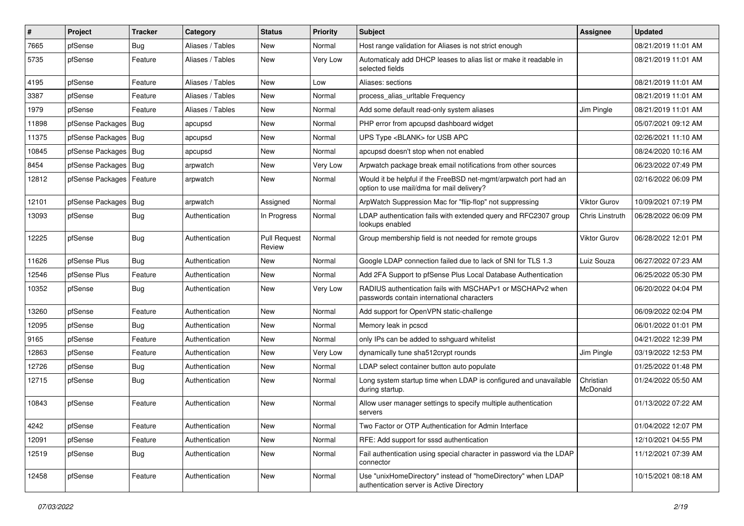| # | Project | Tracker | Category | Status | Priority | Subject | Assignee | Updated |
|---|---|---|---|---|---|---|---|---|
| 7665 | pfSense | Bug | Aliases / Tables | New | Normal | Host range validation for Aliases is not strict enough | | 08/21/2019 11:01 AM |
| 5735 | pfSense | Feature | Aliases / Tables | New | Very Low | Automaticaly add DHCP leases to alias list or make it readable in selected fields | | 08/21/2019 11:01 AM |
| 4195 | pfSense | Feature | Aliases / Tables | New | Low | Aliases: sections | | 08/21/2019 11:01 AM |
| 3387 | pfSense | Feature | Aliases / Tables | New | Normal | process_alias_urltable Frequency | | 08/21/2019 11:01 AM |
| 1979 | pfSense | Feature | Aliases / Tables | New | Normal | Add some default read-only system aliases | Jim Pingle | 08/21/2019 11:01 AM |
| 11898 | pfSense Packages | Bug | apcupsd | New | Normal | PHP error from apcupsd dashboard widget | | 05/07/2021 09:12 AM |
| 11375 | pfSense Packages | Bug | apcupsd | New | Normal | UPS Type <BLANK> for USB APC | | 02/26/2021 11:10 AM |
| 10845 | pfSense Packages | Bug | apcupsd | New | Normal | apcupsd doesn't stop when not enabled | | 08/24/2020 10:16 AM |
| 8454 | pfSense Packages | Bug | arpwatch | New | Very Low | Arpwatch package break email notifications from other sources | | 06/23/2022 07:49 PM |
| 12812 | pfSense Packages | Feature | arpwatch | New | Normal | Would it be helpful if the FreeBSD net-mgmt/arpwatch port had an option to use mail/dma for mail delivery? | | 02/16/2022 06:09 PM |
| 12101 | pfSense Packages | Bug | arpwatch | Assigned | Normal | ArpWatch Suppression Mac for "flip-flop" not suppressing | Viktor Gurov | 10/09/2021 07:19 PM |
| 13093 | pfSense | Bug | Authentication | In Progress | Normal | LDAP authentication fails with extended query and RFC2307 group lookups enabled | Chris Linstruth | 06/28/2022 06:09 PM |
| 12225 | pfSense | Bug | Authentication | Pull Request Review | Normal | Group membership field is not needed for remote groups | Viktor Gurov | 06/28/2022 12:01 PM |
| 11626 | pfSense Plus | Bug | Authentication | New | Normal | Google LDAP connection failed due to lack of SNI for TLS 1.3 | Luiz Souza | 06/27/2022 07:23 AM |
| 12546 | pfSense Plus | Feature | Authentication | New | Normal | Add 2FA Support to pfSense Plus Local Database Authentication | | 06/25/2022 05:30 PM |
| 10352 | pfSense | Bug | Authentication | New | Very Low | RADIUS authentication fails with MSCHAPv1 or MSCHAPv2 when passwords contain international characters | | 06/20/2022 04:04 PM |
| 13260 | pfSense | Feature | Authentication | New | Normal | Add support for OpenVPN static-challenge | | 06/09/2022 02:04 PM |
| 12095 | pfSense | Bug | Authentication | New | Normal | Memory leak in pcscd | | 06/01/2022 01:01 PM |
| 9165 | pfSense | Feature | Authentication | New | Normal | only IPs can be added to sshguard whitelist | | 04/21/2022 12:39 PM |
| 12863 | pfSense | Feature | Authentication | New | Very Low | dynamically tune sha512crypt rounds | Jim Pingle | 03/19/2022 12:53 PM |
| 12726 | pfSense | Bug | Authentication | New | Normal | LDAP select container button auto populate | | 01/25/2022 01:48 PM |
| 12715 | pfSense | Bug | Authentication | New | Normal | Long system startup time when LDAP is configured and unavailable during startup. | Christian McDonald | 01/24/2022 05:50 AM |
| 10843 | pfSense | Feature | Authentication | New | Normal | Allow user manager settings to specify multiple authentication servers | | 01/13/2022 07:22 AM |
| 4242 | pfSense | Feature | Authentication | New | Normal | Two Factor or OTP Authentication for Admin Interface | | 01/04/2022 12:07 PM |
| 12091 | pfSense | Feature | Authentication | New | Normal | RFE: Add support for sssd authentication | | 12/10/2021 04:55 PM |
| 12519 | pfSense | Bug | Authentication | New | Normal | Fail authentication using special character in password via the LDAP connector | | 11/12/2021 07:39 AM |
| 12458 | pfSense | Feature | Authentication | New | Normal | Use "unixHomeDirectory" instead of "homeDirectory" when LDAP authentication server is Active Directory | | 10/15/2021 08:18 AM |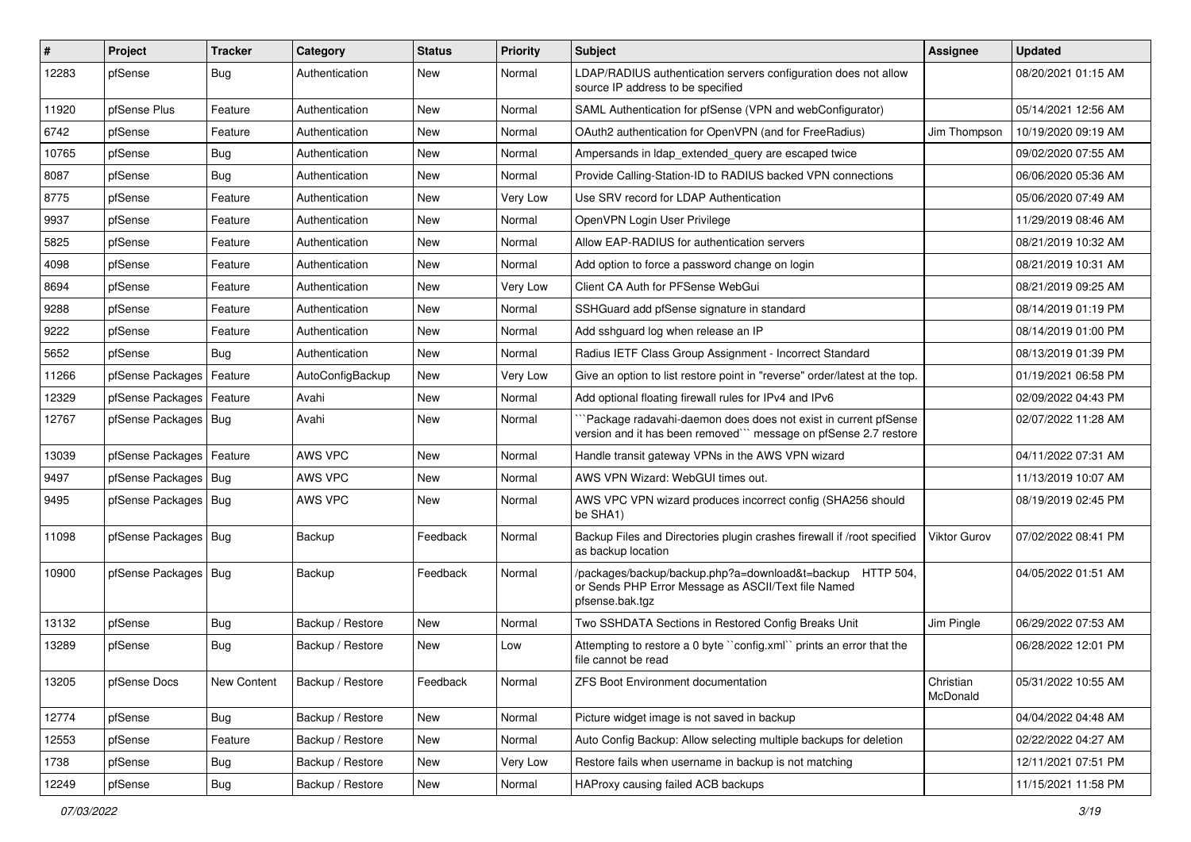| # | Project | Tracker | Category | Status | Priority | Subject | Assignee | Updated |
|---|---|---|---|---|---|---|---|---|
| 12283 | pfSense | Bug | Authentication | New | Normal | LDAP/RADIUS authentication servers configuration does not allow source IP address to be specified | | 08/20/2021 01:15 AM |
| 11920 | pfSense Plus | Feature | Authentication | New | Normal | SAML Authentication for pfSense (VPN and webConfigurator) | | 05/14/2021 12:56 AM |
| 6742 | pfSense | Feature | Authentication | New | Normal | OAuth2 authentication for OpenVPN (and for FreeRadius) | Jim Thompson | 10/19/2020 09:19 AM |
| 10765 | pfSense | Bug | Authentication | New | Normal | Ampersands in ldap_extended_query are escaped twice | | 09/02/2020 07:55 AM |
| 8087 | pfSense | Bug | Authentication | New | Normal | Provide Calling-Station-ID to RADIUS backed VPN connections | | 06/06/2020 05:36 AM |
| 8775 | pfSense | Feature | Authentication | New | Very Low | Use SRV record for LDAP Authentication | | 05/06/2020 07:49 AM |
| 9937 | pfSense | Feature | Authentication | New | Normal | OpenVPN Login User Privilege | | 11/29/2019 08:46 AM |
| 5825 | pfSense | Feature | Authentication | New | Normal | Allow EAP-RADIUS for authentication servers | | 08/21/2019 10:32 AM |
| 4098 | pfSense | Feature | Authentication | New | Normal | Add option to force a password change on login | | 08/21/2019 10:31 AM |
| 8694 | pfSense | Feature | Authentication | New | Very Low | Client CA Auth for PFSense WebGui | | 08/21/2019 09:25 AM |
| 9288 | pfSense | Feature | Authentication | New | Normal | SSHGuard add pfSense signature in standard | | 08/14/2019 01:19 PM |
| 9222 | pfSense | Feature | Authentication | New | Normal | Add sshguard log when release an IP | | 08/14/2019 01:00 PM |
| 5652 | pfSense | Bug | Authentication | New | Normal | Radius IETF Class Group Assignment - Incorrect Standard | | 08/13/2019 01:39 PM |
| 11266 | pfSense Packages | Feature | AutoConfigBackup | New | Very Low | Give an option to list restore point in "reverse" order/latest at the top. | | 01/19/2021 06:58 PM |
| 12329 | pfSense Packages | Feature | Avahi | New | Normal | Add optional floating firewall rules for IPv4 and IPv6 | | 02/09/2022 04:43 PM |
| 12767 | pfSense Packages | Bug | Avahi | New | Normal | ```Package radavahi-daemon does does not exist in current pfSense version and it has been removed``` message on pfSense 2.7 restore | | 02/07/2022 11:28 AM |
| 13039 | pfSense Packages | Feature | AWS VPC | New | Normal | Handle transit gateway VPNs in the AWS VPN wizard | | 04/11/2022 07:31 AM |
| 9497 | pfSense Packages | Bug | AWS VPC | New | Normal | AWS VPN Wizard: WebGUI times out. | | 11/13/2019 10:07 AM |
| 9495 | pfSense Packages | Bug | AWS VPC | New | Normal | AWS VPC VPN wizard produces incorrect config (SHA256 should be SHA1) | | 08/19/2019 02:45 PM |
| 11098 | pfSense Packages | Bug | Backup | Feedback | Normal | Backup Files and Directories plugin crashes firewall if /root specified as backup location | Viktor Gurov | 07/02/2022 08:41 PM |
| 10900 | pfSense Packages | Bug | Backup | Feedback | Normal | /packages/backup/backup.php?a=download&t=backup HTTP 504, or Sends PHP Error Message as ASCII/Text file Named pfsense.bak.tgz | | 04/05/2022 01:51 AM |
| 13132 | pfSense | Bug | Backup / Restore | New | Normal | Two SSHDATA Sections in Restored Config Breaks Unit | Jim Pingle | 06/29/2022 07:53 AM |
| 13289 | pfSense | Bug | Backup / Restore | New | Low | Attempting to restore a 0 byte ``config.xml`` prints an error that the file cannot be read | | 06/28/2022 12:01 PM |
| 13205 | pfSense Docs | New Content | Backup / Restore | Feedback | Normal | ZFS Boot Environment documentation | Christian McDonald | 05/31/2022 10:55 AM |
| 12774 | pfSense | Bug | Backup / Restore | New | Normal | Picture widget image is not saved in backup | | 04/04/2022 04:48 AM |
| 12553 | pfSense | Feature | Backup / Restore | New | Normal | Auto Config Backup: Allow selecting multiple backups for deletion | | 02/22/2022 04:27 AM |
| 1738 | pfSense | Bug | Backup / Restore | New | Very Low | Restore fails when username in backup is not matching | | 12/11/2021 07:51 PM |
| 12249 | pfSense | Bug | Backup / Restore | New | Normal | HAProxy causing failed ACB backups | | 11/15/2021 11:58 PM |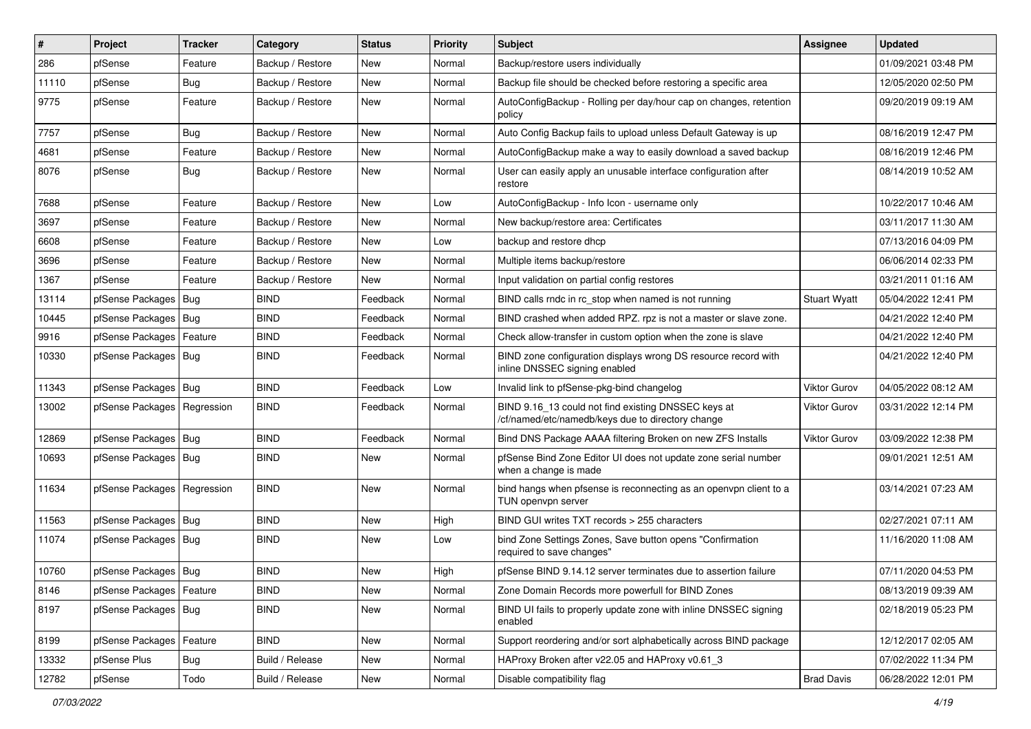| # | Project | Tracker | Category | Status | Priority | Subject | Assignee | Updated |
|---|---|---|---|---|---|---|---|---|
| 286 | pfSense | Feature | Backup / Restore | New | Normal | Backup/restore users individually | | 01/09/2021 03:48 PM |
| 11110 | pfSense | Bug | Backup / Restore | New | Normal | Backup file should be checked before restoring a specific area | | 12/05/2020 02:50 PM |
| 9775 | pfSense | Feature | Backup / Restore | New | Normal | AutoConfigBackup - Rolling per day/hour cap on changes, retention policy | | 09/20/2019 09:19 AM |
| 7757 | pfSense | Bug | Backup / Restore | New | Normal | Auto Config Backup fails to upload unless Default Gateway is up | | 08/16/2019 12:47 PM |
| 4681 | pfSense | Feature | Backup / Restore | New | Normal | AutoConfigBackup make a way to easily download a saved backup | | 08/16/2019 12:46 PM |
| 8076 | pfSense | Bug | Backup / Restore | New | Normal | User can easily apply an unusable interface configuration after restore | | 08/14/2019 10:52 AM |
| 7688 | pfSense | Feature | Backup / Restore | New | Low | AutoConfigBackup - Info Icon - username only | | 10/22/2017 10:46 AM |
| 3697 | pfSense | Feature | Backup / Restore | New | Normal | New backup/restore area: Certificates | | 03/11/2017 11:30 AM |
| 6608 | pfSense | Feature | Backup / Restore | New | Low | backup and restore dhcp | | 07/13/2016 04:09 PM |
| 3696 | pfSense | Feature | Backup / Restore | New | Normal | Multiple items backup/restore | | 06/06/2014 02:33 PM |
| 1367 | pfSense | Feature | Backup / Restore | New | Normal | Input validation on partial config restores | | 03/21/2011 01:16 AM |
| 13114 | pfSense Packages | Bug | BIND | Feedback | Normal | BIND calls rndc in rc_stop when named is not running | Stuart Wyatt | 05/04/2022 12:41 PM |
| 10445 | pfSense Packages | Bug | BIND | Feedback | Normal | BIND crashed when added RPZ. rpz is not a master or slave zone. | | 04/21/2022 12:40 PM |
| 9916 | pfSense Packages | Feature | BIND | Feedback | Normal | Check allow-transfer in custom option when the zone is slave | | 04/21/2022 12:40 PM |
| 10330 | pfSense Packages | Bug | BIND | Feedback | Normal | BIND zone configuration displays wrong DS resource record with inline DNSSEC signing enabled | | 04/21/2022 12:40 PM |
| 11343 | pfSense Packages | Bug | BIND | Feedback | Low | Invalid link to pfSense-pkg-bind changelog | Viktor Gurov | 04/05/2022 08:12 AM |
| 13002 | pfSense Packages | Regression | BIND | Feedback | Normal | BIND 9.16_13 could not find existing DNSSEC keys at /cf/named/etc/namedb/keys due to directory change | Viktor Gurov | 03/31/2022 12:14 PM |
| 12869 | pfSense Packages | Bug | BIND | Feedback | Normal | Bind DNS Package AAAA filtering Broken on new ZFS Installs | Viktor Gurov | 03/09/2022 12:38 PM |
| 10693 | pfSense Packages | Bug | BIND | New | Normal | pfSense Bind Zone Editor UI does not update zone serial number when a change is made | | 09/01/2021 12:51 AM |
| 11634 | pfSense Packages | Regression | BIND | New | Normal | bind hangs when pfsense is reconnecting as an openvpn client to a TUN openvpn server | | 03/14/2021 07:23 AM |
| 11563 | pfSense Packages | Bug | BIND | New | High | BIND GUI writes TXT records > 255 characters | | 02/27/2021 07:11 AM |
| 11074 | pfSense Packages | Bug | BIND | New | Low | bind Zone Settings Zones, Save button opens "Confirmation required to save changes" | | 11/16/2020 11:08 AM |
| 10760 | pfSense Packages | Bug | BIND | New | High | pfSense BIND 9.14.12 server terminates due to assertion failure | | 07/11/2020 04:53 PM |
| 8146 | pfSense Packages | Feature | BIND | New | Normal | Zone Domain Records more powerfull for BIND Zones | | 08/13/2019 09:39 AM |
| 8197 | pfSense Packages | Bug | BIND | New | Normal | BIND UI fails to properly update zone with inline DNSSEC signing enabled | | 02/18/2019 05:23 PM |
| 8199 | pfSense Packages | Feature | BIND | New | Normal | Support reordering and/or sort alphabetically across BIND package | | 12/12/2017 02:05 AM |
| 13332 | pfSense Plus | Bug | Build / Release | New | Normal | HAProxy Broken after v22.05 and HAProxy v0.61_3 | | 07/02/2022 11:34 PM |
| 12782 | pfSense | Todo | Build / Release | New | Normal | Disable compatibility flag | Brad Davis | 06/28/2022 12:01 PM |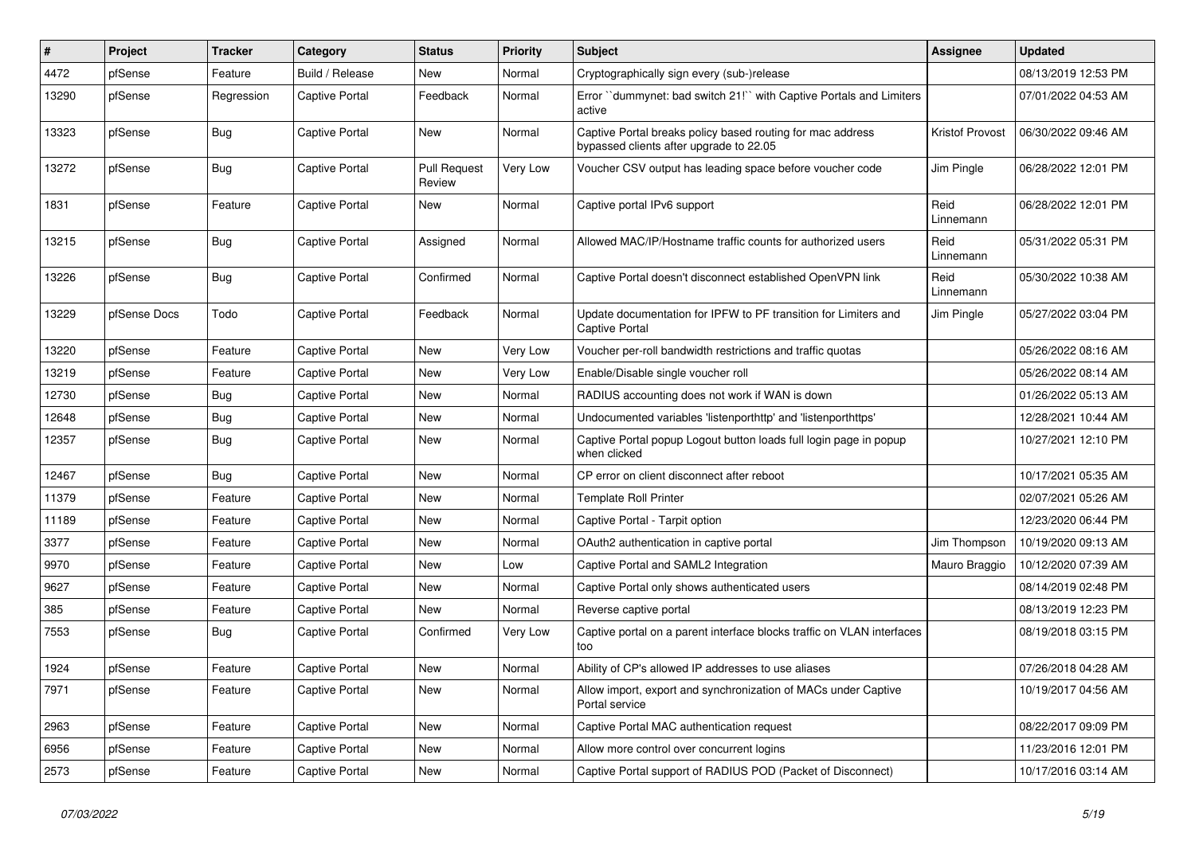| # | Project | Tracker | Category | Status | Priority | Subject | Assignee | Updated |
|---|---|---|---|---|---|---|---|---|
| 4472 | pfSense | Feature | Build / Release | New | Normal | Cryptographically sign every (sub-)release | | 08/13/2019 12:53 PM |
| 13290 | pfSense | Regression | Captive Portal | Feedback | Normal | Error ``dummynet: bad switch 21!`` with Captive Portals and Limiters active | | 07/01/2022 04:53 AM |
| 13323 | pfSense | Bug | Captive Portal | New | Normal | Captive Portal breaks policy based routing for mac address bypassed clients after upgrade to 22.05 | Kristof Provost | 06/30/2022 09:46 AM |
| 13272 | pfSense | Bug | Captive Portal | Pull Request Review | Very Low | Voucher CSV output has leading space before voucher code | Jim Pingle | 06/28/2022 12:01 PM |
| 1831 | pfSense | Feature | Captive Portal | New | Normal | Captive portal IPv6 support | Reid Linnemann | 06/28/2022 12:01 PM |
| 13215 | pfSense | Bug | Captive Portal | Assigned | Normal | Allowed MAC/IP/Hostname traffic counts for authorized users | Reid Linnemann | 05/31/2022 05:31 PM |
| 13226 | pfSense | Bug | Captive Portal | Confirmed | Normal | Captive Portal doesn't disconnect established OpenVPN link | Reid Linnemann | 05/30/2022 10:38 AM |
| 13229 | pfSense Docs | Todo | Captive Portal | Feedback | Normal | Update documentation for IPFW to PF transition for Limiters and Captive Portal | Jim Pingle | 05/27/2022 03:04 PM |
| 13220 | pfSense | Feature | Captive Portal | New | Very Low | Voucher per-roll bandwidth restrictions and traffic quotas | | 05/26/2022 08:16 AM |
| 13219 | pfSense | Feature | Captive Portal | New | Very Low | Enable/Disable single voucher roll | | 05/26/2022 08:14 AM |
| 12730 | pfSense | Bug | Captive Portal | New | Normal | RADIUS accounting does not work if WAN is down | | 01/26/2022 05:13 AM |
| 12648 | pfSense | Bug | Captive Portal | New | Normal | Undocumented variables 'listenporthttp' and 'listenporthttps' | | 12/28/2021 10:44 AM |
| 12357 | pfSense | Bug | Captive Portal | New | Normal | Captive Portal popup Logout button loads full login page in popup when clicked | | 10/27/2021 12:10 PM |
| 12467 | pfSense | Bug | Captive Portal | New | Normal | CP error on client disconnect after reboot | | 10/17/2021 05:35 AM |
| 11379 | pfSense | Feature | Captive Portal | New | Normal | Template Roll Printer | | 02/07/2021 05:26 AM |
| 11189 | pfSense | Feature | Captive Portal | New | Normal | Captive Portal - Tarpit option | | 12/23/2020 06:44 PM |
| 3377 | pfSense | Feature | Captive Portal | New | Normal | OAuth2 authentication in captive portal | Jim Thompson | 10/19/2020 09:13 AM |
| 9970 | pfSense | Feature | Captive Portal | New | Low | Captive Portal and SAML2 Integration | Mauro Braggio | 10/12/2020 07:39 AM |
| 9627 | pfSense | Feature | Captive Portal | New | Normal | Captive Portal only shows authenticated users | | 08/14/2019 02:48 PM |
| 385 | pfSense | Feature | Captive Portal | New | Normal | Reverse captive portal | | 08/13/2019 12:23 PM |
| 7553 | pfSense | Bug | Captive Portal | Confirmed | Very Low | Captive portal on a parent interface blocks traffic on VLAN interfaces too | | 08/19/2018 03:15 PM |
| 1924 | pfSense | Feature | Captive Portal | New | Normal | Ability of CP's allowed IP addresses to use aliases | | 07/26/2018 04:28 AM |
| 7971 | pfSense | Feature | Captive Portal | New | Normal | Allow import, export and synchronization of MACs under Captive Portal service | | 10/19/2017 04:56 AM |
| 2963 | pfSense | Feature | Captive Portal | New | Normal | Captive Portal MAC authentication request | | 08/22/2017 09:09 PM |
| 6956 | pfSense | Feature | Captive Portal | New | Normal | Allow more control over concurrent logins | | 11/23/2016 12:01 PM |
| 2573 | pfSense | Feature | Captive Portal | New | Normal | Captive Portal support of RADIUS POD (Packet of Disconnect) | | 10/17/2016 03:14 AM |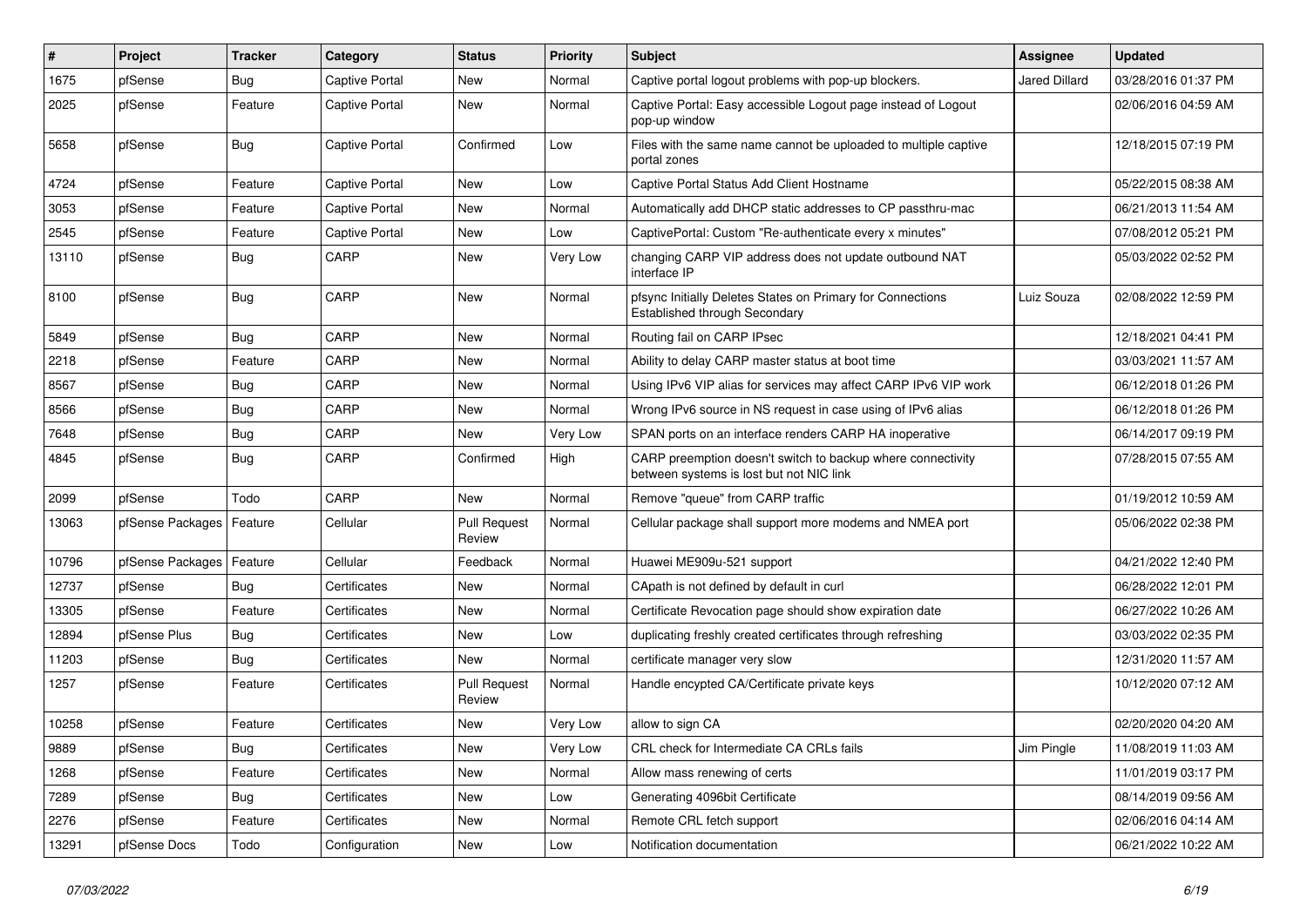| # | Project | Tracker | Category | Status | Priority | Subject | Assignee | Updated |
|---|---|---|---|---|---|---|---|---|
| 1675 | pfSense | Bug | Captive Portal | New | Normal | Captive portal logout problems with pop-up blockers. | Jared Dillard | 03/28/2016 01:37 PM |
| 2025 | pfSense | Feature | Captive Portal | New | Normal | Captive Portal: Easy accessible Logout page instead of Logout pop-up window | | 02/06/2016 04:59 AM |
| 5658 | pfSense | Bug | Captive Portal | Confirmed | Low | Files with the same name cannot be uploaded to multiple captive portal zones | | 12/18/2015 07:19 PM |
| 4724 | pfSense | Feature | Captive Portal | New | Low | Captive Portal Status Add Client Hostname | | 05/22/2015 08:38 AM |
| 3053 | pfSense | Feature | Captive Portal | New | Normal | Automatically add DHCP static addresses to CP passthru-mac | | 06/21/2013 11:54 AM |
| 2545 | pfSense | Feature | Captive Portal | New | Low | CaptivePortal: Custom "Re-authenticate every x minutes" | | 07/08/2012 05:21 PM |
| 13110 | pfSense | Bug | CARP | New | Very Low | changing CARP VIP address does not update outbound NAT interface IP | | 05/03/2022 02:52 PM |
| 8100 | pfSense | Bug | CARP | New | Normal | pfsync Initially Deletes States on Primary for Connections Established through Secondary | Luiz Souza | 02/08/2022 12:59 PM |
| 5849 | pfSense | Bug | CARP | New | Normal | Routing fail on CARP IPsec | | 12/18/2021 04:41 PM |
| 2218 | pfSense | Feature | CARP | New | Normal | Ability to delay CARP master status at boot time | | 03/03/2021 11:57 AM |
| 8567 | pfSense | Bug | CARP | New | Normal | Using IPv6 VIP alias for services may affect CARP IPv6 VIP work | | 06/12/2018 01:26 PM |
| 8566 | pfSense | Bug | CARP | New | Normal | Wrong IPv6 source in NS request in case using of IPv6 alias | | 06/12/2018 01:26 PM |
| 7648 | pfSense | Bug | CARP | New | Very Low | SPAN ports on an interface renders CARP HA inoperative | | 06/14/2017 09:19 PM |
| 4845 | pfSense | Bug | CARP | Confirmed | High | CARP preemption doesn't switch to backup where connectivity between systems is lost but not NIC link | | 07/28/2015 07:55 AM |
| 2099 | pfSense | Todo | CARP | New | Normal | Remove "queue" from CARP traffic | | 01/19/2012 10:59 AM |
| 13063 | pfSense Packages | Feature | Cellular | Pull Request Review | Normal | Cellular package shall support more modems and NMEA port | | 05/06/2022 02:38 PM |
| 10796 | pfSense Packages | Feature | Cellular | Feedback | Normal | Huawei ME909u-521 support | | 04/21/2022 12:40 PM |
| 12737 | pfSense | Bug | Certificates | New | Normal | CApath is not defined by default in curl | | 06/28/2022 12:01 PM |
| 13305 | pfSense | Feature | Certificates | New | Normal | Certificate Revocation page should show expiration date | | 06/27/2022 10:26 AM |
| 12894 | pfSense Plus | Bug | Certificates | New | Low | duplicating freshly created certificates through refreshing | | 03/03/2022 02:35 PM |
| 11203 | pfSense | Bug | Certificates | New | Normal | certificate manager very slow | | 12/31/2020 11:57 AM |
| 1257 | pfSense | Feature | Certificates | Pull Request Review | Normal | Handle encypted CA/Certificate private keys | | 10/12/2020 07:12 AM |
| 10258 | pfSense | Feature | Certificates | New | Very Low | allow to sign CA | | 02/20/2020 04:20 AM |
| 9889 | pfSense | Bug | Certificates | New | Very Low | CRL check for Intermediate CA CRLs fails | Jim Pingle | 11/08/2019 11:03 AM |
| 1268 | pfSense | Feature | Certificates | New | Normal | Allow mass renewing of certs | | 11/01/2019 03:17 PM |
| 7289 | pfSense | Bug | Certificates | New | Low | Generating 4096bit Certificate | | 08/14/2019 09:56 AM |
| 2276 | pfSense | Feature | Certificates | New | Normal | Remote CRL fetch support | | 02/06/2016 04:14 AM |
| 13291 | pfSense Docs | Todo | Configuration | New | Low | Notification documentation | | 06/21/2022 10:22 AM |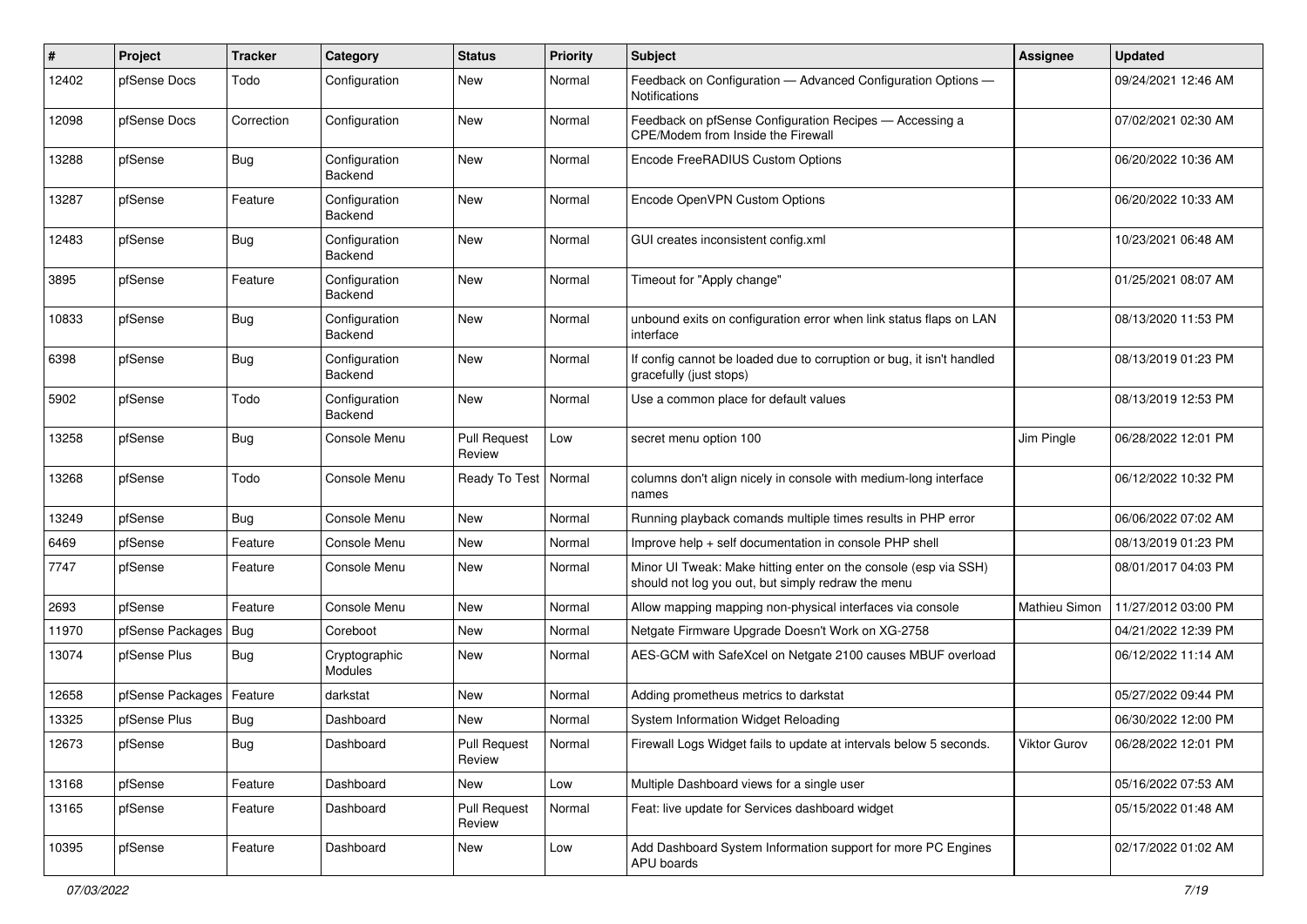| # | Project | Tracker | Category | Status | Priority | Subject | Assignee | Updated |
|---|---|---|---|---|---|---|---|---|
| 12402 | pfSense Docs | Todo | Configuration | New | Normal | Feedback on Configuration — Advanced Configuration Options — Notifications | | 09/24/2021 12:46 AM |
| 12098 | pfSense Docs | Correction | Configuration | New | Normal | Feedback on pfSense Configuration Recipes — Accessing a CPE/Modem from Inside the Firewall | | 07/02/2021 02:30 AM |
| 13288 | pfSense | Bug | Configuration Backend | New | Normal | Encode FreeRADIUS Custom Options | | 06/20/2022 10:36 AM |
| 13287 | pfSense | Feature | Configuration Backend | New | Normal | Encode OpenVPN Custom Options | | 06/20/2022 10:33 AM |
| 12483 | pfSense | Bug | Configuration Backend | New | Normal | GUI creates inconsistent config.xml | | 10/23/2021 06:48 AM |
| 3895 | pfSense | Feature | Configuration Backend | New | Normal | Timeout for "Apply change" | | 01/25/2021 08:07 AM |
| 10833 | pfSense | Bug | Configuration Backend | New | Normal | unbound exits on configuration error when link status flaps on LAN interface | | 08/13/2020 11:53 PM |
| 6398 | pfSense | Bug | Configuration Backend | New | Normal | If config cannot be loaded due to corruption or bug, it isn't handled gracefully (just stops) | | 08/13/2019 01:23 PM |
| 5902 | pfSense | Todo | Configuration Backend | New | Normal | Use a common place for default values | | 08/13/2019 12:53 PM |
| 13258 | pfSense | Bug | Console Menu | Pull Request Review | Low | secret menu option 100 | Jim Pingle | 06/28/2022 12:01 PM |
| 13268 | pfSense | Todo | Console Menu | Ready To Test | Normal | columns don't align nicely in console with medium-long interface names | | 06/12/2022 10:32 PM |
| 13249 | pfSense | Bug | Console Menu | New | Normal | Running playback comands multiple times results in PHP error | | 06/06/2022 07:02 AM |
| 6469 | pfSense | Feature | Console Menu | New | Normal | Improve help + self documentation in console PHP shell | | 08/13/2019 01:23 PM |
| 7747 | pfSense | Feature | Console Menu | New | Normal | Minor UI Tweak: Make hitting enter on the console (esp via SSH) should not log you out, but simply redraw the menu | | 08/01/2017 04:03 PM |
| 2693 | pfSense | Feature | Console Menu | New | Normal | Allow mapping mapping non-physical interfaces via console | Mathieu Simon | 11/27/2012 03:00 PM |
| 11970 | pfSense Packages | Bug | Coreboot | New | Normal | Netgate Firmware Upgrade Doesn't Work on XG-2758 | | 04/21/2022 12:39 PM |
| 13074 | pfSense Plus | Bug | Cryptographic Modules | New | Normal | AES-GCM with SafeXcel on Netgate 2100 causes MBUF overload | | 06/12/2022 11:14 AM |
| 12658 | pfSense Packages | Feature | darkstat | New | Normal | Adding prometheus metrics to darkstat | | 05/27/2022 09:44 PM |
| 13325 | pfSense Plus | Bug | Dashboard | New | Normal | System Information Widget Reloading | | 06/30/2022 12:00 PM |
| 12673 | pfSense | Bug | Dashboard | Pull Request Review | Normal | Firewall Logs Widget fails to update at intervals below 5 seconds. | Viktor Gurov | 06/28/2022 12:01 PM |
| 13168 | pfSense | Feature | Dashboard | New | Low | Multiple Dashboard views for a single user | | 05/16/2022 07:53 AM |
| 13165 | pfSense | Feature | Dashboard | Pull Request Review | Normal | Feat: live update for Services dashboard widget | | 05/15/2022 01:48 AM |
| 10395 | pfSense | Feature | Dashboard | New | Low | Add Dashboard System Information support for more PC Engines APU boards | | 02/17/2022 01:02 AM |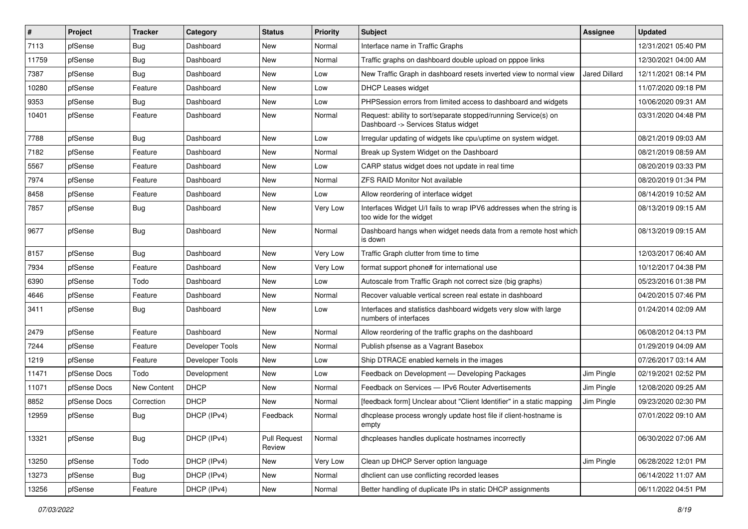| # | Project | Tracker | Category | Status | Priority | Subject | Assignee | Updated |
|---|---|---|---|---|---|---|---|---|
| 7113 | pfSense | Bug | Dashboard | New | Normal | Interface name in Traffic Graphs | | 12/31/2021 05:40 PM |
| 11759 | pfSense | Bug | Dashboard | New | Normal | Traffic graphs on dashboard double upload on pppoe links | | 12/30/2021 04:00 AM |
| 7387 | pfSense | Bug | Dashboard | New | Low | New Traffic Graph in dashboard resets inverted view to normal view | Jared Dillard | 12/11/2021 08:14 PM |
| 10280 | pfSense | Feature | Dashboard | New | Low | DHCP Leases widget | | 11/07/2020 09:18 PM |
| 9353 | pfSense | Bug | Dashboard | New | Low | PHPSession errors from limited access to dashboard and widgets | | 10/06/2020 09:31 AM |
| 10401 | pfSense | Feature | Dashboard | New | Normal | Request: ability to sort/separate stopped/running Service(s) on Dashboard -> Services Status widget | | 03/31/2020 04:48 PM |
| 7788 | pfSense | Bug | Dashboard | New | Low | Irregular updating of widgets like cpu/uptime on system widget. | | 08/21/2019 09:03 AM |
| 7182 | pfSense | Feature | Dashboard | New | Normal | Break up System Widget on the Dashboard | | 08/21/2019 08:59 AM |
| 5567 | pfSense | Feature | Dashboard | New | Low | CARP status widget does not update in real time | | 08/20/2019 03:33 PM |
| 7974 | pfSense | Feature | Dashboard | New | Normal | ZFS RAID Monitor Not available | | 08/20/2019 01:34 PM |
| 8458 | pfSense | Feature | Dashboard | New | Low | Allow reordering of interface widget | | 08/14/2019 10:52 AM |
| 7857 | pfSense | Bug | Dashboard | New | Very Low | Interfaces Widget U/I fails to wrap IPV6 addresses when the string is too wide for the widget | | 08/13/2019 09:15 AM |
| 9677 | pfSense | Bug | Dashboard | New | Normal | Dashboard hangs when widget needs data from a remote host which is down | | 08/13/2019 09:15 AM |
| 8157 | pfSense | Bug | Dashboard | New | Very Low | Traffic Graph clutter from time to time | | 12/03/2017 06:40 AM |
| 7934 | pfSense | Feature | Dashboard | New | Very Low | format support phone# for international use | | 10/12/2017 04:38 PM |
| 6390 | pfSense | Todo | Dashboard | New | Low | Autoscale from Traffic Graph not correct size (big graphs) | | 05/23/2016 01:38 PM |
| 4646 | pfSense | Feature | Dashboard | New | Normal | Recover valuable vertical screen real estate in dashboard | | 04/20/2015 07:46 PM |
| 3411 | pfSense | Bug | Dashboard | New | Low | Interfaces and statistics dashboard widgets very slow with large numbers of interfaces | | 01/24/2014 02:09 AM |
| 2479 | pfSense | Feature | Dashboard | New | Normal | Allow reordering of the traffic graphs on the dashboard | | 06/08/2012 04:13 PM |
| 7244 | pfSense | Feature | Developer Tools | New | Normal | Publish pfsense as a Vagrant Basebox | | 01/29/2019 04:09 AM |
| 1219 | pfSense | Feature | Developer Tools | New | Low | Ship DTRACE enabled kernels in the images | | 07/26/2017 03:14 AM |
| 11471 | pfSense Docs | Todo | Development | New | Low | Feedback on Development — Developing Packages | Jim Pingle | 02/19/2021 02:52 PM |
| 11071 | pfSense Docs | New Content | DHCP | New | Normal | Feedback on Services — IPv6 Router Advertisements | Jim Pingle | 12/08/2020 09:25 AM |
| 8852 | pfSense Docs | Correction | DHCP | New | Normal | [feedback form] Unclear about "Client Identifier" in a static mapping | Jim Pingle | 09/23/2020 02:30 PM |
| 12959 | pfSense | Bug | DHCP (IPv4) | Feedback | Normal | dhcplease process wrongly update host file if client-hostname is empty | | 07/01/2022 09:10 AM |
| 13321 | pfSense | Bug | DHCP (IPv4) | Pull Request Review | Normal | dhcpleases handles duplicate hostnames incorrectly | | 06/30/2022 07:06 AM |
| 13250 | pfSense | Todo | DHCP (IPv4) | New | Very Low | Clean up DHCP Server option language | Jim Pingle | 06/28/2022 12:01 PM |
| 13273 | pfSense | Bug | DHCP (IPv4) | New | Normal | dhclient can use conflicting recorded leases | | 06/14/2022 11:07 AM |
| 13256 | pfSense | Feature | DHCP (IPv4) | New | Normal | Better handling of duplicate IPs in static DHCP assignments | | 06/11/2022 04:51 PM |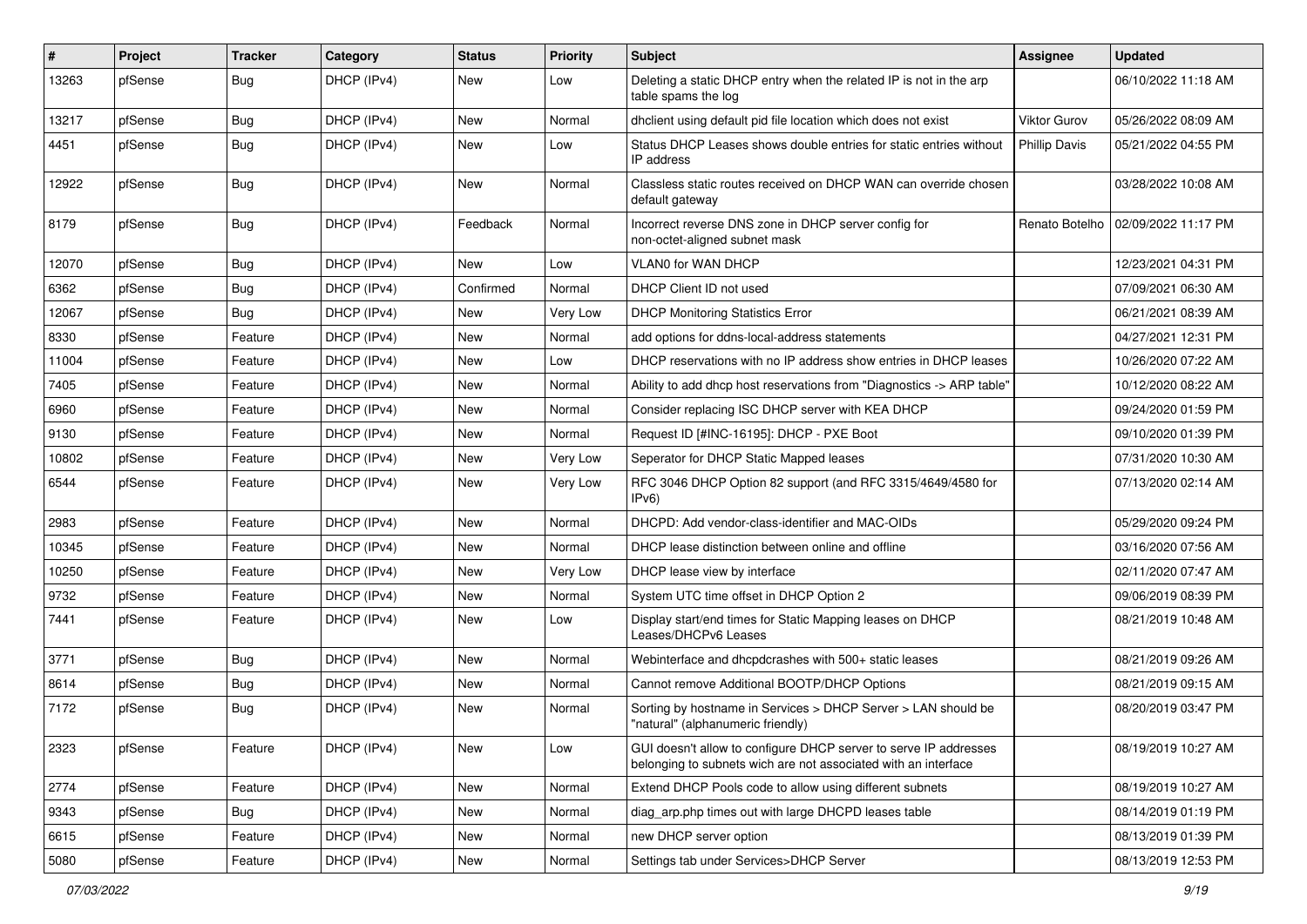| # | Project | Tracker | Category | Status | Priority | Subject | Assignee | Updated |
|---|---|---|---|---|---|---|---|---|
| 13263 | pfSense | Bug | DHCP (IPv4) | New | Low | Deleting a static DHCP entry when the related IP is not in the arp table spams the log | | 06/10/2022 11:18 AM |
| 13217 | pfSense | Bug | DHCP (IPv4) | New | Normal | dhclient using default pid file location which does not exist | Viktor Gurov | 05/26/2022 08:09 AM |
| 4451 | pfSense | Bug | DHCP (IPv4) | New | Low | Status DHCP Leases shows double entries for static entries without IP address | Phillip Davis | 05/21/2022 04:55 PM |
| 12922 | pfSense | Bug | DHCP (IPv4) | New | Normal | Classless static routes received on DHCP WAN can override chosen default gateway | | 03/28/2022 10:08 AM |
| 8179 | pfSense | Bug | DHCP (IPv4) | Feedback | Normal | Incorrect reverse DNS zone in DHCP server config for non-octet-aligned subnet mask | Renato Botelho | 02/09/2022 11:17 PM |
| 12070 | pfSense | Bug | DHCP (IPv4) | New | Low | VLAN0 for WAN DHCP | | 12/23/2021 04:31 PM |
| 6362 | pfSense | Bug | DHCP (IPv4) | Confirmed | Normal | DHCP Client ID not used | | 07/09/2021 06:30 AM |
| 12067 | pfSense | Bug | DHCP (IPv4) | New | Very Low | DHCP Monitoring Statistics Error | | 06/21/2021 08:39 AM |
| 8330 | pfSense | Feature | DHCP (IPv4) | New | Normal | add options for ddns-local-address statements | | 04/27/2021 12:31 PM |
| 11004 | pfSense | Feature | DHCP (IPv4) | New | Low | DHCP reservations with no IP address show entries in DHCP leases | | 10/26/2020 07:22 AM |
| 7405 | pfSense | Feature | DHCP (IPv4) | New | Normal | Ability to add dhcp host reservations from "Diagnostics -> ARP table" | | 10/12/2020 08:22 AM |
| 6960 | pfSense | Feature | DHCP (IPv4) | New | Normal | Consider replacing ISC DHCP server with KEA DHCP | | 09/24/2020 01:59 PM |
| 9130 | pfSense | Feature | DHCP (IPv4) | New | Normal | Request ID [#INC-16195]: DHCP - PXE Boot | | 09/10/2020 01:39 PM |
| 10802 | pfSense | Feature | DHCP (IPv4) | New | Very Low | Seperator for DHCP Static Mapped leases | | 07/31/2020 10:30 AM |
| 6544 | pfSense | Feature | DHCP (IPv4) | New | Very Low | RFC 3046 DHCP Option 82 support (and RFC 3315/4649/4580 for IPv6) | | 07/13/2020 02:14 AM |
| 2983 | pfSense | Feature | DHCP (IPv4) | New | Normal | DHCPD: Add vendor-class-identifier and MAC-OIDs | | 05/29/2020 09:24 PM |
| 10345 | pfSense | Feature | DHCP (IPv4) | New | Normal | DHCP lease distinction between online and offline | | 03/16/2020 07:56 AM |
| 10250 | pfSense | Feature | DHCP (IPv4) | New | Very Low | DHCP lease view by interface | | 02/11/2020 07:47 AM |
| 9732 | pfSense | Feature | DHCP (IPv4) | New | Normal | System UTC time offset in DHCP Option 2 | | 09/06/2019 08:39 PM |
| 7441 | pfSense | Feature | DHCP (IPv4) | New | Low | Display start/end times for Static Mapping leases on DHCP Leases/DHCPv6 Leases | | 08/21/2019 10:48 AM |
| 3771 | pfSense | Bug | DHCP (IPv4) | New | Normal | Webinterface and dhcpdcrashes with 500+ static leases | | 08/21/2019 09:26 AM |
| 8614 | pfSense | Bug | DHCP (IPv4) | New | Normal | Cannot remove Additional BOOTP/DHCP Options | | 08/21/2019 09:15 AM |
| 7172 | pfSense | Bug | DHCP (IPv4) | New | Normal | Sorting by hostname in Services > DHCP Server > LAN should be "natural" (alphanumeric friendly) | | 08/20/2019 03:47 PM |
| 2323 | pfSense | Feature | DHCP (IPv4) | New | Low | GUI doesn't allow to configure DHCP server to serve IP addresses belonging to subnets wich are not associated with an interface | | 08/19/2019 10:27 AM |
| 2774 | pfSense | Feature | DHCP (IPv4) | New | Normal | Extend DHCP Pools code to allow using different subnets | | 08/19/2019 10:27 AM |
| 9343 | pfSense | Bug | DHCP (IPv4) | New | Normal | diag_arp.php times out with large DHCPD leases table | | 08/14/2019 01:19 PM |
| 6615 | pfSense | Feature | DHCP (IPv4) | New | Normal | new DHCP server option | | 08/13/2019 01:39 PM |
| 5080 | pfSense | Feature | DHCP (IPv4) | New | Normal | Settings tab under Services>DHCP Server | | 08/13/2019 12:53 PM |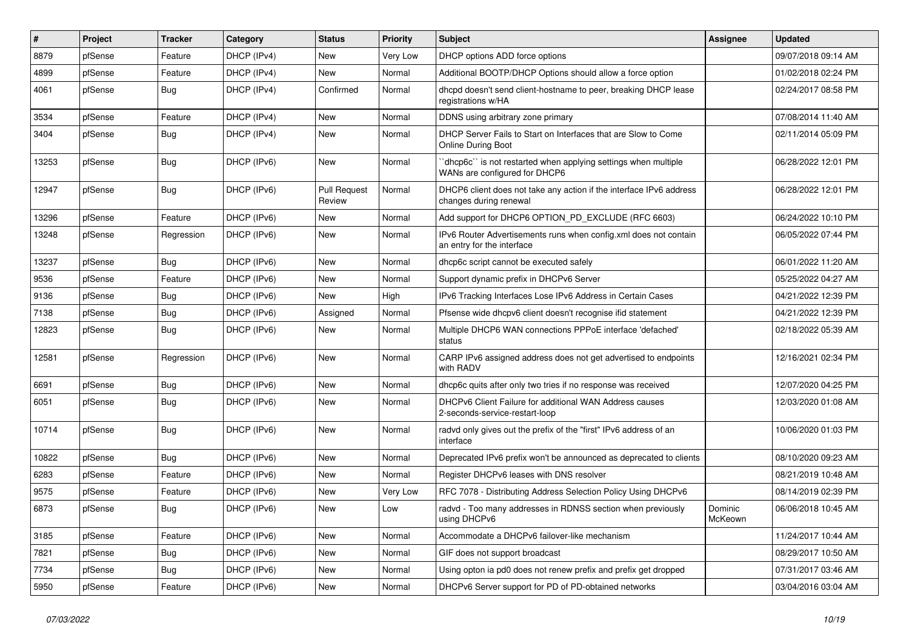| # | Project | Tracker | Category | Status | Priority | Subject | Assignee | Updated |
|---|---|---|---|---|---|---|---|---|
| 8879 | pfSense | Feature | DHCP (IPv4) | New | Very Low | DHCP options ADD force options | | 09/07/2018 09:14 AM |
| 4899 | pfSense | Feature | DHCP (IPv4) | New | Normal | Additional BOOTP/DHCP Options should allow a force option | | 01/02/2018 02:24 PM |
| 4061 | pfSense | Bug | DHCP (IPv4) | Confirmed | Normal | dhcpd doesn't send client-hostname to peer, breaking DHCP lease registrations w/HA | | 02/24/2017 08:58 PM |
| 3534 | pfSense | Feature | DHCP (IPv4) | New | Normal | DDNS using arbitrary zone primary | | 07/08/2014 11:40 AM |
| 3404 | pfSense | Bug | DHCP (IPv4) | New | Normal | DHCP Server Fails to Start on Interfaces that are Slow to Come Online During Boot | | 02/11/2014 05:09 PM |
| 13253 | pfSense | Bug | DHCP (IPv6) | New | Normal | ``dhcp6c`` is not restarted when applying settings when multiple WANs are configured for DHCP6 | | 06/28/2022 12:01 PM |
| 12947 | pfSense | Bug | DHCP (IPv6) | Pull Request Review | Normal | DHCP6 client does not take any action if the interface IPv6 address changes during renewal | | 06/28/2022 12:01 PM |
| 13296 | pfSense | Feature | DHCP (IPv6) | New | Normal | Add support for DHCP6 OPTION_PD_EXCLUDE (RFC 6603) | | 06/24/2022 10:10 PM |
| 13248 | pfSense | Regression | DHCP (IPv6) | New | Normal | IPv6 Router Advertisements runs when config.xml does not contain an entry for the interface | | 06/05/2022 07:44 PM |
| 13237 | pfSense | Bug | DHCP (IPv6) | New | Normal | dhcp6c script cannot be executed safely | | 06/01/2022 11:20 AM |
| 9536 | pfSense | Feature | DHCP (IPv6) | New | Normal | Support dynamic prefix in DHCPv6 Server | | 05/25/2022 04:27 AM |
| 9136 | pfSense | Bug | DHCP (IPv6) | New | High | IPv6 Tracking Interfaces Lose IPv6 Address in Certain Cases | | 04/21/2022 12:39 PM |
| 7138 | pfSense | Bug | DHCP (IPv6) | Assigned | Normal | Pfsense wide dhcpv6 client doesn't recognise ifid statement | | 04/21/2022 12:39 PM |
| 12823 | pfSense | Bug | DHCP (IPv6) | New | Normal | Multiple DHCP6 WAN connections PPPoE interface 'defached' status | | 02/18/2022 05:39 AM |
| 12581 | pfSense | Regression | DHCP (IPv6) | New | Normal | CARP IPv6 assigned address does not get advertised to endpoints with RADV | | 12/16/2021 02:34 PM |
| 6691 | pfSense | Bug | DHCP (IPv6) | New | Normal | dhcp6c quits after only two tries if no response was received | | 12/07/2020 04:25 PM |
| 6051 | pfSense | Bug | DHCP (IPv6) | New | Normal | DHCPv6 Client Failure for additional WAN Address causes 2-seconds-service-restart-loop | | 12/03/2020 01:08 AM |
| 10714 | pfSense | Bug | DHCP (IPv6) | New | Normal | radvd only gives out the prefix of the "first" IPv6 address of an interface | | 10/06/2020 01:03 PM |
| 10822 | pfSense | Bug | DHCP (IPv6) | New | Normal | Deprecated IPv6 prefix won't be announced as deprecated to clients | | 08/10/2020 09:23 AM |
| 6283 | pfSense | Feature | DHCP (IPv6) | New | Normal | Register DHCPv6 leases with DNS resolver | | 08/21/2019 10:48 AM |
| 9575 | pfSense | Feature | DHCP (IPv6) | New | Very Low | RFC 7078 - Distributing Address Selection Policy Using DHCPv6 | | 08/14/2019 02:39 PM |
| 6873 | pfSense | Bug | DHCP (IPv6) | New | Low | radvd - Too many addresses in RDNSS section when previously using DHCPv6 | Dominic McKeown | 06/06/2018 10:45 AM |
| 3185 | pfSense | Feature | DHCP (IPv6) | New | Normal | Accommodate a DHCPv6 failover-like mechanism | | 11/24/2017 10:44 AM |
| 7821 | pfSense | Bug | DHCP (IPv6) | New | Normal | GIF does not support broadcast | | 08/29/2017 10:50 AM |
| 7734 | pfSense | Bug | DHCP (IPv6) | New | Normal | Using opton ia pd0 does not renew prefix and prefix get dropped | | 07/31/2017 03:46 AM |
| 5950 | pfSense | Feature | DHCP (IPv6) | New | Normal | DHCPv6 Server support for PD of PD-obtained networks | | 03/04/2016 03:04 AM |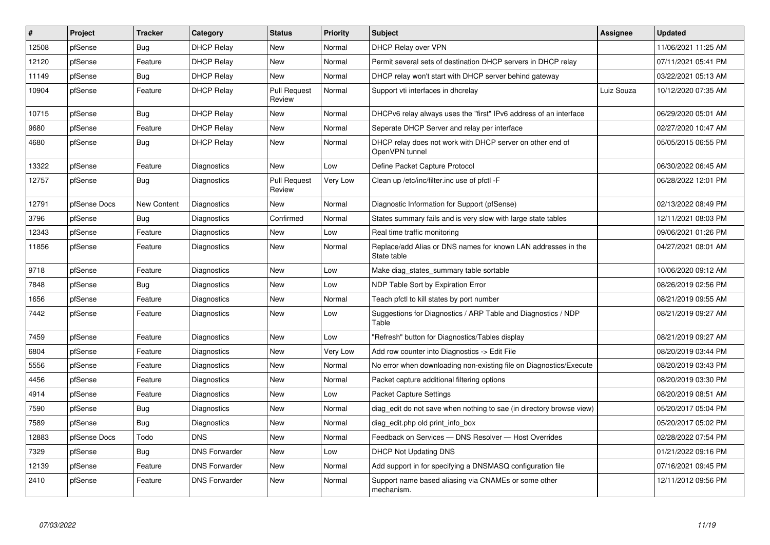| # | Project | Tracker | Category | Status | Priority | Subject | Assignee | Updated |
|---|---|---|---|---|---|---|---|---|
| 12508 | pfSense | Bug | DHCP Relay | New | Normal | DHCP Relay over VPN | | 11/06/2021 11:25 AM |
| 12120 | pfSense | Feature | DHCP Relay | New | Normal | Permit several sets of destination DHCP servers in DHCP relay | | 07/11/2021 05:41 PM |
| 11149 | pfSense | Bug | DHCP Relay | New | Normal | DHCP relay won't start with DHCP server behind gateway | | 03/22/2021 05:13 AM |
| 10904 | pfSense | Feature | DHCP Relay | Pull Request Review | Normal | Support vti interfaces in dhcrelay | Luiz Souza | 10/12/2020 07:35 AM |
| 10715 | pfSense | Bug | DHCP Relay | New | Normal | DHCPv6 relay always uses the "first" IPv6 address of an interface | | 06/29/2020 05:01 AM |
| 9680 | pfSense | Feature | DHCP Relay | New | Normal | Seperate DHCP Server and relay per interface | | 02/27/2020 10:47 AM |
| 4680 | pfSense | Bug | DHCP Relay | New | Normal | DHCP relay does not work with DHCP server on other end of OpenVPN tunnel | | 05/05/2015 06:55 PM |
| 13322 | pfSense | Feature | Diagnostics | New | Low | Define Packet Capture Protocol | | 06/30/2022 06:45 AM |
| 12757 | pfSense | Bug | Diagnostics | Pull Request Review | Very Low | Clean up /etc/inc/filter.inc use of pfctl -F | | 06/28/2022 12:01 PM |
| 12791 | pfSense Docs | New Content | Diagnostics | New | Normal | Diagnostic Information for Support (pfSense) | | 02/13/2022 08:49 PM |
| 3796 | pfSense | Bug | Diagnostics | Confirmed | Normal | States summary fails and is very slow with large state tables | | 12/11/2021 08:03 PM |
| 12343 | pfSense | Feature | Diagnostics | New | Low | Real time traffic monitoring | | 09/06/2021 01:26 PM |
| 11856 | pfSense | Feature | Diagnostics | New | Normal | Replace/add Alias or DNS names for known LAN addresses in the State table | | 04/27/2021 08:01 AM |
| 9718 | pfSense | Feature | Diagnostics | New | Low | Make diag_states_summary table sortable | | 10/06/2020 09:12 AM |
| 7848 | pfSense | Bug | Diagnostics | New | Low | NDP Table Sort by Expiration Error | | 08/26/2019 02:56 PM |
| 1656 | pfSense | Feature | Diagnostics | New | Normal | Teach pfctl to kill states by port number | | 08/21/2019 09:55 AM |
| 7442 | pfSense | Feature | Diagnostics | New | Low | Suggestions for Diagnostics / ARP Table and Diagnostics / NDP Table | | 08/21/2019 09:27 AM |
| 7459 | pfSense | Feature | Diagnostics | New | Low | "Refresh" button for Diagnostics/Tables display | | 08/21/2019 09:27 AM |
| 6804 | pfSense | Feature | Diagnostics | New | Very Low | Add row counter into Diagnostics -> Edit File | | 08/20/2019 03:44 PM |
| 5556 | pfSense | Feature | Diagnostics | New | Normal | No error when downloading non-existing file on Diagnostics/Execute | | 08/20/2019 03:43 PM |
| 4456 | pfSense | Feature | Diagnostics | New | Normal | Packet capture additional filtering options | | 08/20/2019 03:30 PM |
| 4914 | pfSense | Feature | Diagnostics | New | Low | Packet Capture Settings | | 08/20/2019 08:51 AM |
| 7590 | pfSense | Bug | Diagnostics | New | Normal | diag_edit do not save when nothing to sae (in directory browse view) | | 05/20/2017 05:04 PM |
| 7589 | pfSense | Bug | Diagnostics | New | Normal | diag_edit.php old print_info_box | | 05/20/2017 05:02 PM |
| 12883 | pfSense Docs | Todo | DNS | New | Normal | Feedback on Services — DNS Resolver — Host Overrides | | 02/28/2022 07:54 PM |
| 7329 | pfSense | Bug | DNS Forwarder | New | Low | DHCP Not Updating DNS | | 01/21/2022 09:16 PM |
| 12139 | pfSense | Feature | DNS Forwarder | New | Normal | Add support in for specifying a DNSMASQ configuration file | | 07/16/2021 09:45 PM |
| 2410 | pfSense | Feature | DNS Forwarder | New | Normal | Support name based aliasing via CNAMEs or some other mechanism. | | 12/11/2012 09:56 PM |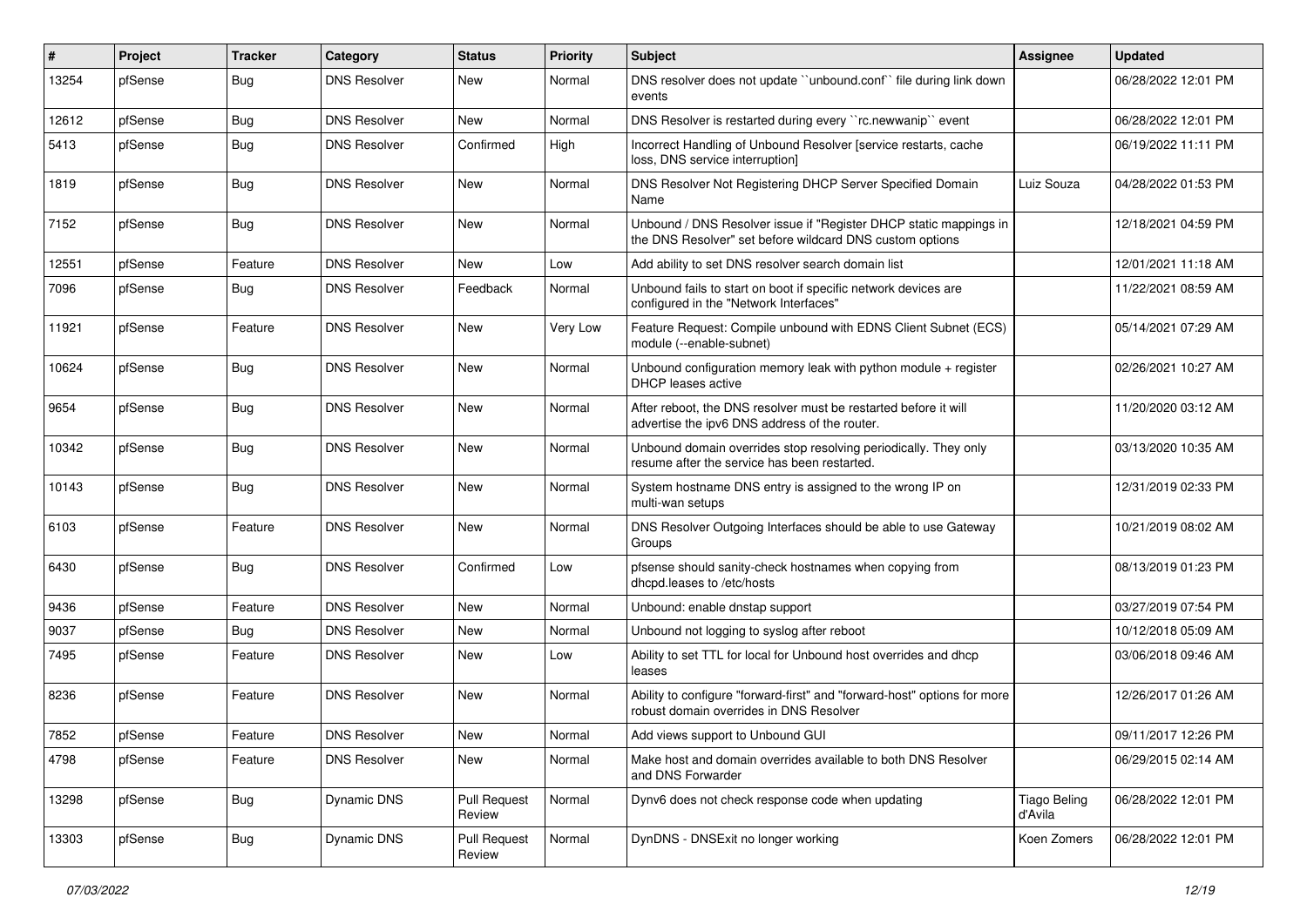| # | Project | Tracker | Category | Status | Priority | Subject | Assignee | Updated |
|---|---|---|---|---|---|---|---|---|
| 13254 | pfSense | Bug | DNS Resolver | New | Normal | DNS resolver does not update ``unbound.conf`` file during link down events | | 06/28/2022 12:01 PM |
| 12612 | pfSense | Bug | DNS Resolver | New | Normal | DNS Resolver is restarted during every ``rc.newwanip`` event | | 06/28/2022 12:01 PM |
| 5413 | pfSense | Bug | DNS Resolver | Confirmed | High | Incorrect Handling of Unbound Resolver [service restarts, cache loss, DNS service interruption] | | 06/19/2022 11:11 PM |
| 1819 | pfSense | Bug | DNS Resolver | New | Normal | DNS Resolver Not Registering DHCP Server Specified Domain Name | Luiz Souza | 04/28/2022 01:53 PM |
| 7152 | pfSense | Bug | DNS Resolver | New | Normal | Unbound / DNS Resolver issue if "Register DHCP static mappings in the DNS Resolver" set before wildcard DNS custom options | | 12/18/2021 04:59 PM |
| 12551 | pfSense | Feature | DNS Resolver | New | Low | Add ability to set DNS resolver search domain list | | 12/01/2021 11:18 AM |
| 7096 | pfSense | Bug | DNS Resolver | Feedback | Normal | Unbound fails to start on boot if specific network devices are configured in the "Network Interfaces" | | 11/22/2021 08:59 AM |
| 11921 | pfSense | Feature | DNS Resolver | New | Very Low | Feature Request: Compile unbound with EDNS Client Subnet (ECS) module (--enable-subnet) | | 05/14/2021 07:29 AM |
| 10624 | pfSense | Bug | DNS Resolver | New | Normal | Unbound configuration memory leak with python module + register DHCP leases active | | 02/26/2021 10:27 AM |
| 9654 | pfSense | Bug | DNS Resolver | New | Normal | After reboot, the DNS resolver must be restarted before it will advertise the ipv6 DNS address of the router. | | 11/20/2020 03:12 AM |
| 10342 | pfSense | Bug | DNS Resolver | New | Normal | Unbound domain overrides stop resolving periodically. They only resume after the service has been restarted. | | 03/13/2020 10:35 AM |
| 10143 | pfSense | Bug | DNS Resolver | New | Normal | System hostname DNS entry is assigned to the wrong IP on multi-wan setups | | 12/31/2019 02:33 PM |
| 6103 | pfSense | Feature | DNS Resolver | New | Normal | DNS Resolver Outgoing Interfaces should be able to use Gateway Groups | | 10/21/2019 08:02 AM |
| 6430 | pfSense | Bug | DNS Resolver | Confirmed | Low | pfsense should sanity-check hostnames when copying from dhcpd.leases to /etc/hosts | | 08/13/2019 01:23 PM |
| 9436 | pfSense | Feature | DNS Resolver | New | Normal | Unbound: enable dnstap support | | 03/27/2019 07:54 PM |
| 9037 | pfSense | Bug | DNS Resolver | New | Normal | Unbound not logging to syslog after reboot | | 10/12/2018 05:09 AM |
| 7495 | pfSense | Feature | DNS Resolver | New | Low | Ability to set TTL for local for Unbound host overrides and dhcp leases | | 03/06/2018 09:46 AM |
| 8236 | pfSense | Feature | DNS Resolver | New | Normal | Ability to configure "forward-first" and "forward-host" options for more robust domain overrides in DNS Resolver | | 12/26/2017 01:26 AM |
| 7852 | pfSense | Feature | DNS Resolver | New | Normal | Add views support to Unbound GUI | | 09/11/2017 12:26 PM |
| 4798 | pfSense | Feature | DNS Resolver | New | Normal | Make host and domain overrides available to both DNS Resolver and DNS Forwarder | | 06/29/2015 02:14 AM |
| 13298 | pfSense | Bug | Dynamic DNS | Pull Request Review | Normal | Dynv6 does not check response code when updating | Tiago Beling d'Avila | 06/28/2022 12:01 PM |
| 13303 | pfSense | Bug | Dynamic DNS | Pull Request Review | Normal | DynDNS - DNSExit no longer working | Koen Zomers | 06/28/2022 12:01 PM |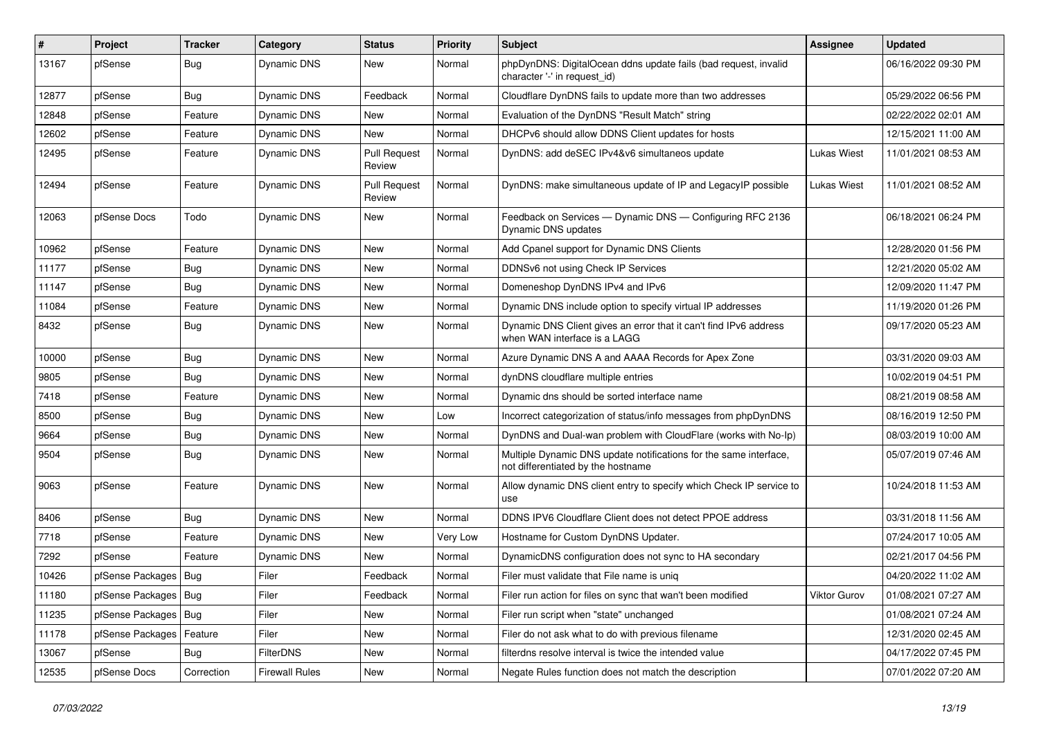| # | Project | Tracker | Category | Status | Priority | Subject | Assignee | Updated |
|---|---|---|---|---|---|---|---|---|
| 13167 | pfSense | Bug | Dynamic DNS | New | Normal | phpDynDNS: DigitalOcean ddns update fails (bad request, invalid character '-' in request_id) | | 06/16/2022 09:30 PM |
| 12877 | pfSense | Bug | Dynamic DNS | Feedback | Normal | Cloudflare DynDNS fails to update more than two addresses | | 05/29/2022 06:56 PM |
| 12848 | pfSense | Feature | Dynamic DNS | New | Normal | Evaluation of the DynDNS "Result Match" string | | 02/22/2022 02:01 AM |
| 12602 | pfSense | Feature | Dynamic DNS | New | Normal | DHCPv6 should allow DDNS Client updates for hosts | | 12/15/2021 11:00 AM |
| 12495 | pfSense | Feature | Dynamic DNS | Pull Request Review | Normal | DynDNS: add deSEC IPv4&v6 simultaneos update | Lukas Wiest | 11/01/2021 08:53 AM |
| 12494 | pfSense | Feature | Dynamic DNS | Pull Request Review | Normal | DynDNS: make simultaneous update of IP and LegacyIP possible | Lukas Wiest | 11/01/2021 08:52 AM |
| 12063 | pfSense Docs | Todo | Dynamic DNS | New | Normal | Feedback on Services — Dynamic DNS — Configuring RFC 2136 Dynamic DNS updates | | 06/18/2021 06:24 PM |
| 10962 | pfSense | Feature | Dynamic DNS | New | Normal | Add Cpanel support for Dynamic DNS Clients | | 12/28/2020 01:56 PM |
| 11177 | pfSense | Bug | Dynamic DNS | New | Normal | DDNSv6 not using Check IP Services | | 12/21/2020 05:02 AM |
| 11147 | pfSense | Bug | Dynamic DNS | New | Normal | Domeneshop DynDNS IPv4 and IPv6 | | 12/09/2020 11:47 PM |
| 11084 | pfSense | Feature | Dynamic DNS | New | Normal | Dynamic DNS include option to specify virtual IP addresses | | 11/19/2020 01:26 PM |
| 8432 | pfSense | Bug | Dynamic DNS | New | Normal | Dynamic DNS Client gives an error that it can't find IPv6 address when WAN interface is a LAGG | | 09/17/2020 05:23 AM |
| 10000 | pfSense | Bug | Dynamic DNS | New | Normal | Azure Dynamic DNS A and AAAA Records for Apex Zone | | 03/31/2020 09:03 AM |
| 9805 | pfSense | Bug | Dynamic DNS | New | Normal | dynDNS cloudflare multiple entries | | 10/02/2019 04:51 PM |
| 7418 | pfSense | Feature | Dynamic DNS | New | Normal | Dynamic dns should be sorted interface name | | 08/21/2019 08:58 AM |
| 8500 | pfSense | Bug | Dynamic DNS | New | Low | Incorrect categorization of status/info messages from phpDynDNS | | 08/16/2019 12:50 PM |
| 9664 | pfSense | Bug | Dynamic DNS | New | Normal | DynDNS and Dual-wan problem with CloudFlare (works with No-Ip) | | 08/03/2019 10:00 AM |
| 9504 | pfSense | Bug | Dynamic DNS | New | Normal | Multiple Dynamic DNS update notifications for the same interface, not differentiated by the hostname | | 05/07/2019 07:46 AM |
| 9063 | pfSense | Feature | Dynamic DNS | New | Normal | Allow dynamic DNS client entry to specify which Check IP service to use | | 10/24/2018 11:53 AM |
| 8406 | pfSense | Bug | Dynamic DNS | New | Normal | DDNS IPV6 Cloudflare Client does not detect PPOE address | | 03/31/2018 11:56 AM |
| 7718 | pfSense | Feature | Dynamic DNS | New | Very Low | Hostname for Custom DynDNS Updater. | | 07/24/2017 10:05 AM |
| 7292 | pfSense | Feature | Dynamic DNS | New | Normal | DynamicDNS configuration does not sync to HA secondary | | 02/21/2017 04:56 PM |
| 10426 | pfSense Packages | Bug | Filer | Feedback | Normal | Filer must validate that File name is uniq | | 04/20/2022 11:02 AM |
| 11180 | pfSense Packages | Bug | Filer | Feedback | Normal | Filer run action for files on sync that wan't been modified | Viktor Gurov | 01/08/2021 07:27 AM |
| 11235 | pfSense Packages | Bug | Filer | New | Normal | Filer run script when "state" unchanged | | 01/08/2021 07:24 AM |
| 11178 | pfSense Packages | Feature | Filer | New | Normal | Filer do not ask what to do with previous filename | | 12/31/2020 02:45 AM |
| 13067 | pfSense | Bug | FilterDNS | New | Normal | filterdns resolve interval is twice the intended value | | 04/17/2022 07:45 PM |
| 12535 | pfSense Docs | Correction | Firewall Rules | New | Normal | Negate Rules function does not match the description | | 07/01/2022 07:20 AM |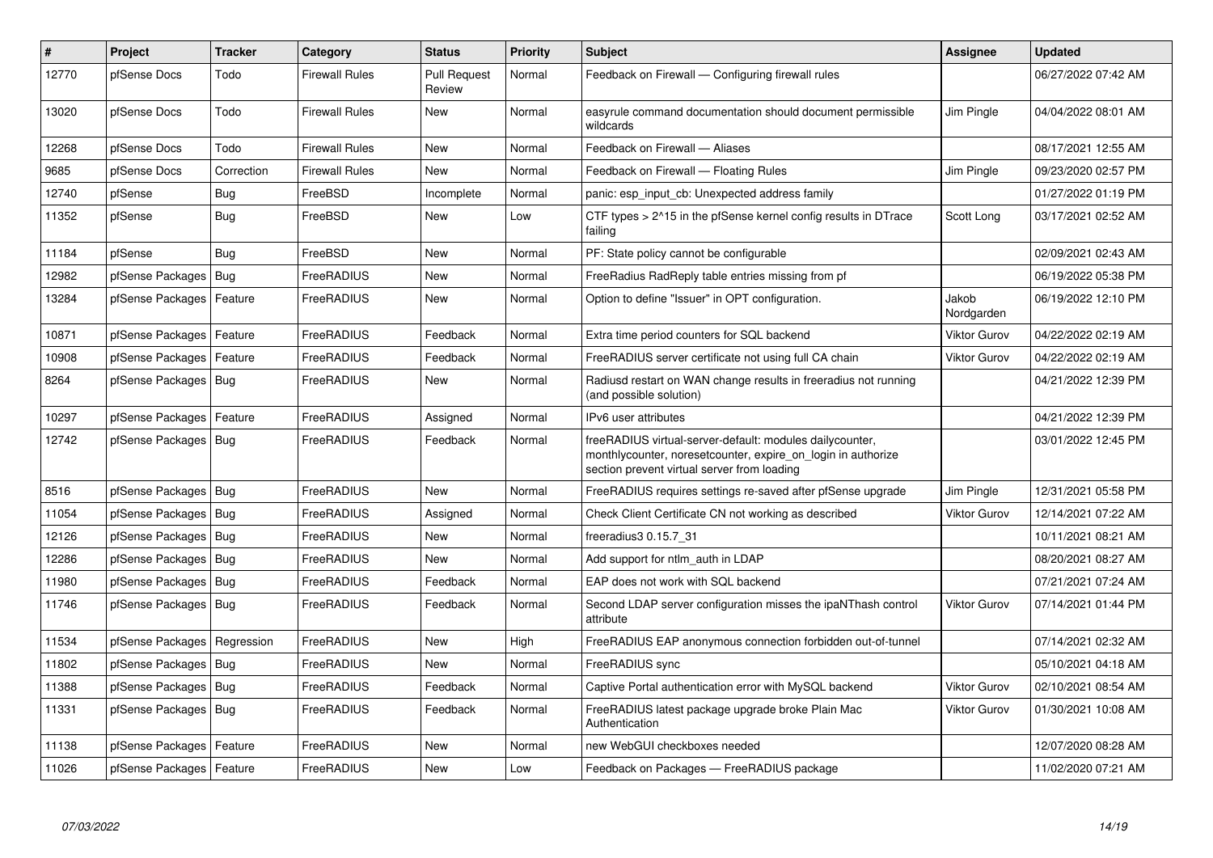| # | Project | Tracker | Category | Status | Priority | Subject | Assignee | Updated |
|---|---|---|---|---|---|---|---|---|
| 12770 | pfSense Docs | Todo | Firewall Rules | Pull Request Review | Normal | Feedback on Firewall — Configuring firewall rules | | 06/27/2022 07:42 AM |
| 13020 | pfSense Docs | Todo | Firewall Rules | New | Normal | easyrule command documentation should document permissible wildcards | Jim Pingle | 04/04/2022 08:01 AM |
| 12268 | pfSense Docs | Todo | Firewall Rules | New | Normal | Feedback on Firewall — Aliases | | 08/17/2021 12:55 AM |
| 9685 | pfSense Docs | Correction | Firewall Rules | New | Normal | Feedback on Firewall — Floating Rules | Jim Pingle | 09/23/2020 02:57 PM |
| 12740 | pfSense | Bug | FreeBSD | Incomplete | Normal | panic: esp_input_cb: Unexpected address family | | 01/27/2022 01:19 PM |
| 11352 | pfSense | Bug | FreeBSD | New | Low | CTF types > 2^15 in the pfSense kernel config results in DTrace failing | Scott Long | 03/17/2021 02:52 AM |
| 11184 | pfSense | Bug | FreeBSD | New | Normal | PF: State policy cannot be configurable | | 02/09/2021 02:43 AM |
| 12982 | pfSense Packages | Bug | FreeRADIUS | New | Normal | FreeRadius RadReply table entries missing from pf | | 06/19/2022 05:38 PM |
| 13284 | pfSense Packages | Feature | FreeRADIUS | New | Normal | Option to define "Issuer" in OPT configuration. | Jakob Nordgarden | 06/19/2022 12:10 PM |
| 10871 | pfSense Packages | Feature | FreeRADIUS | Feedback | Normal | Extra time period counters for SQL backend | Viktor Gurov | 04/22/2022 02:19 AM |
| 10908 | pfSense Packages | Feature | FreeRADIUS | Feedback | Normal | FreeRADIUS server certificate not using full CA chain | Viktor Gurov | 04/22/2022 02:19 AM |
| 8264 | pfSense Packages | Bug | FreeRADIUS | New | Normal | Radiusd restart on WAN change results in freeradius not running (and possible solution) | | 04/21/2022 12:39 PM |
| 10297 | pfSense Packages | Feature | FreeRADIUS | Assigned | Normal | IPv6 user attributes | | 04/21/2022 12:39 PM |
| 12742 | pfSense Packages | Bug | FreeRADIUS | Feedback | Normal | freeRADIUS virtual-server-default: modules dailycounter, monthlycounter, noresetcounter, expire_on_login in authorize section prevent virtual server from loading | | 03/01/2022 12:45 PM |
| 8516 | pfSense Packages | Bug | FreeRADIUS | New | Normal | FreeRADIUS requires settings re-saved after pfSense upgrade | Jim Pingle | 12/31/2021 05:58 PM |
| 11054 | pfSense Packages | Bug | FreeRADIUS | Assigned | Normal | Check Client Certificate CN not working as described | Viktor Gurov | 12/14/2021 07:22 AM |
| 12126 | pfSense Packages | Bug | FreeRADIUS | New | Normal | freeradius3 0.15.7_31 | | 10/11/2021 08:21 AM |
| 12286 | pfSense Packages | Bug | FreeRADIUS | New | Normal | Add support for ntlm_auth in LDAP | | 08/20/2021 08:27 AM |
| 11980 | pfSense Packages | Bug | FreeRADIUS | Feedback | Normal | EAP does not work with SQL backend | | 07/21/2021 07:24 AM |
| 11746 | pfSense Packages | Bug | FreeRADIUS | Feedback | Normal | Second LDAP server configuration misses the ipaNThash control attribute | Viktor Gurov | 07/14/2021 01:44 PM |
| 11534 | pfSense Packages | Regression | FreeRADIUS | New | High | FreeRADIUS EAP anonymous connection forbidden out-of-tunnel | | 07/14/2021 02:32 AM |
| 11802 | pfSense Packages | Bug | FreeRADIUS | New | Normal | FreeRADIUS sync | | 05/10/2021 04:18 AM |
| 11388 | pfSense Packages | Bug | FreeRADIUS | Feedback | Normal | Captive Portal authentication error with MySQL backend | Viktor Gurov | 02/10/2021 08:54 AM |
| 11331 | pfSense Packages | Bug | FreeRADIUS | Feedback | Normal | FreeRADIUS latest package upgrade broke Plain Mac Authentication | Viktor Gurov | 01/30/2021 10:08 AM |
| 11138 | pfSense Packages | Feature | FreeRADIUS | New | Normal | new WebGUI checkboxes needed | | 12/07/2020 08:28 AM |
| 11026 | pfSense Packages | Feature | FreeRADIUS | New | Low | Feedback on Packages — FreeRADIUS package | | 11/02/2020 07:21 AM |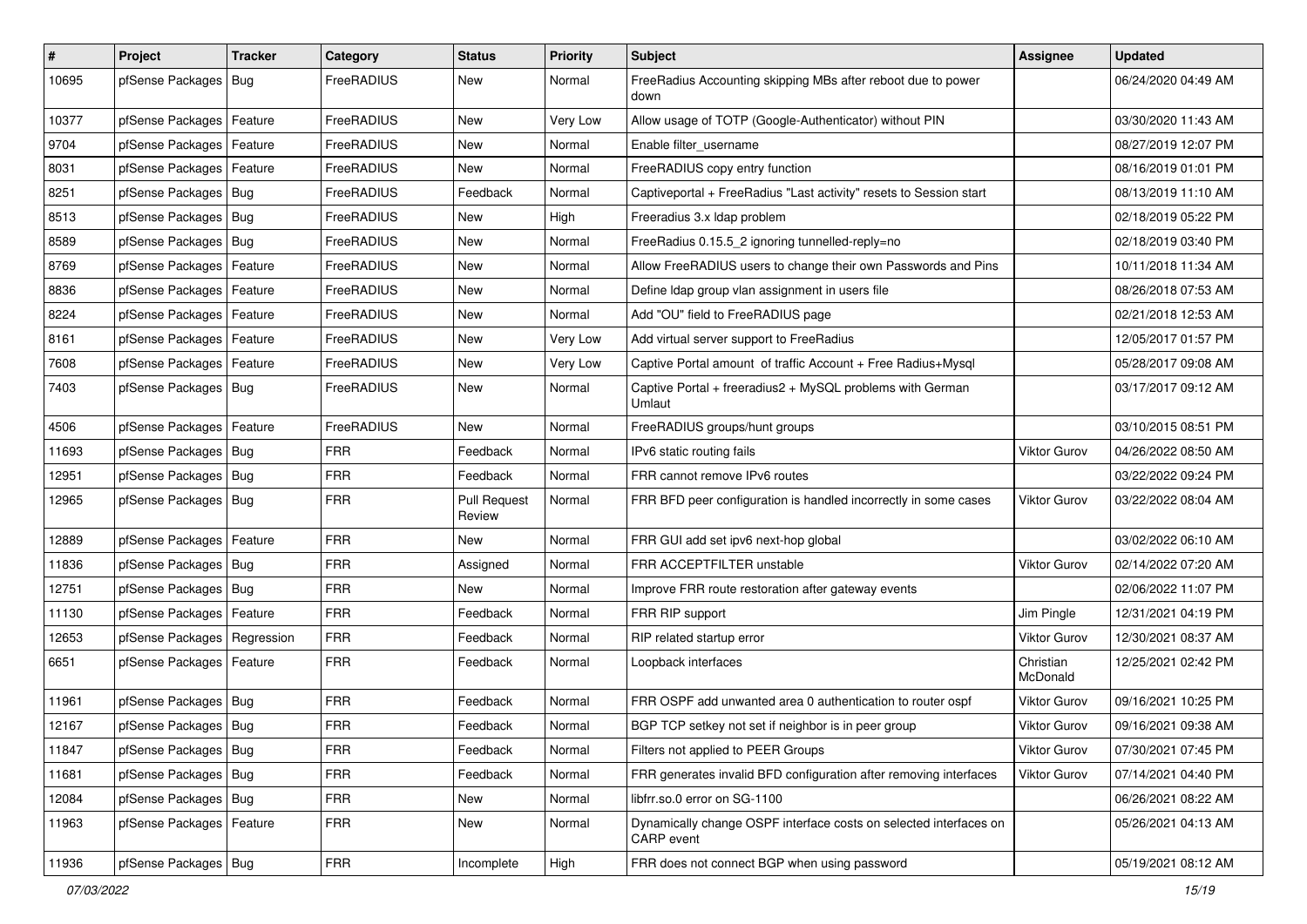| # | Project | Tracker | Category | Status | Priority | Subject | Assignee | Updated |
|---|---|---|---|---|---|---|---|---|
| 10695 | pfSense Packages | Bug | FreeRADIUS | New | Normal | FreeRadius Accounting skipping MBs after reboot due to power down | | 06/24/2020 04:49 AM |
| 10377 | pfSense Packages | Feature | FreeRADIUS | New | Very Low | Allow usage of TOTP (Google-Authenticator) without PIN | | 03/30/2020 11:43 AM |
| 9704 | pfSense Packages | Feature | FreeRADIUS | New | Normal | Enable filter_username | | 08/27/2019 12:07 PM |
| 8031 | pfSense Packages | Feature | FreeRADIUS | New | Normal | FreeRADIUS copy entry function | | 08/16/2019 01:01 PM |
| 8251 | pfSense Packages | Bug | FreeRADIUS | Feedback | Normal | Captiveportal + FreeRadius "Last activity" resets to Session start | | 08/13/2019 11:10 AM |
| 8513 | pfSense Packages | Bug | FreeRADIUS | New | High | Freeradius 3.x ldap problem | | 02/18/2019 05:22 PM |
| 8589 | pfSense Packages | Bug | FreeRADIUS | New | Normal | FreeRadius 0.15.5_2 ignoring tunnelled-reply=no | | 02/18/2019 03:40 PM |
| 8769 | pfSense Packages | Feature | FreeRADIUS | New | Normal | Allow FreeRADIUS users to change their own Passwords and Pins | | 10/11/2018 11:34 AM |
| 8836 | pfSense Packages | Feature | FreeRADIUS | New | Normal | Define ldap group vlan assignment in users file | | 08/26/2018 07:53 AM |
| 8224 | pfSense Packages | Feature | FreeRADIUS | New | Normal | Add "OU" field to FreeRADIUS page | | 02/21/2018 12:53 AM |
| 8161 | pfSense Packages | Feature | FreeRADIUS | New | Very Low | Add virtual server support to FreeRadius | | 12/05/2017 01:57 PM |
| 7608 | pfSense Packages | Feature | FreeRADIUS | New | Very Low | Captive Portal amount of traffic Account + Free Radius+Mysql | | 05/28/2017 09:08 AM |
| 7403 | pfSense Packages | Bug | FreeRADIUS | New | Normal | Captive Portal + freeradius2 + MySQL problems with German Umlaut | | 03/17/2017 09:12 AM |
| 4506 | pfSense Packages | Feature | FreeRADIUS | New | Normal | FreeRADIUS groups/hunt groups | | 03/10/2015 08:51 PM |
| 11693 | pfSense Packages | Bug | FRR | Feedback | Normal | IPv6 static routing fails | Viktor Gurov | 04/26/2022 08:50 AM |
| 12951 | pfSense Packages | Bug | FRR | Feedback | Normal | FRR cannot remove IPv6 routes | | 03/22/2022 09:24 PM |
| 12965 | pfSense Packages | Bug | FRR | Pull Request Review | Normal | FRR BFD peer configuration is handled incorrectly in some cases | Viktor Gurov | 03/22/2022 08:04 AM |
| 12889 | pfSense Packages | Feature | FRR | New | Normal | FRR GUI add set ipv6 next-hop global | | 03/02/2022 06:10 AM |
| 11836 | pfSense Packages | Bug | FRR | Assigned | Normal | FRR ACCEPTFILTER unstable | Viktor Gurov | 02/14/2022 07:20 AM |
| 12751 | pfSense Packages | Bug | FRR | New | Normal | Improve FRR route restoration after gateway events | | 02/06/2022 11:07 PM |
| 11130 | pfSense Packages | Feature | FRR | Feedback | Normal | FRR RIP support | Jim Pingle | 12/31/2021 04:19 PM |
| 12653 | pfSense Packages | Regression | FRR | Feedback | Normal | RIP related startup error | Viktor Gurov | 12/30/2021 08:37 AM |
| 6651 | pfSense Packages | Feature | FRR | Feedback | Normal | Loopback interfaces | Christian McDonald | 12/25/2021 02:42 PM |
| 11961 | pfSense Packages | Bug | FRR | Feedback | Normal | FRR OSPF add unwanted area 0 authentication to router ospf | Viktor Gurov | 09/16/2021 10:25 PM |
| 12167 | pfSense Packages | Bug | FRR | Feedback | Normal | BGP TCP setkey not set if neighbor is in peer group | Viktor Gurov | 09/16/2021 09:38 AM |
| 11847 | pfSense Packages | Bug | FRR | Feedback | Normal | Filters not applied to PEER Groups | Viktor Gurov | 07/30/2021 07:45 PM |
| 11681 | pfSense Packages | Bug | FRR | Feedback | Normal | FRR generates invalid BFD configuration after removing interfaces | Viktor Gurov | 07/14/2021 04:40 PM |
| 12084 | pfSense Packages | Bug | FRR | New | Normal | libfrr.so.0 error on SG-1100 | | 06/26/2021 08:22 AM |
| 11963 | pfSense Packages | Feature | FRR | New | Normal | Dynamically change OSPF interface costs on selected interfaces on CARP event | | 05/26/2021 04:13 AM |
| 11936 | pfSense Packages | Bug | FRR | Incomplete | High | FRR does not connect BGP when using password | | 05/19/2021 08:12 AM |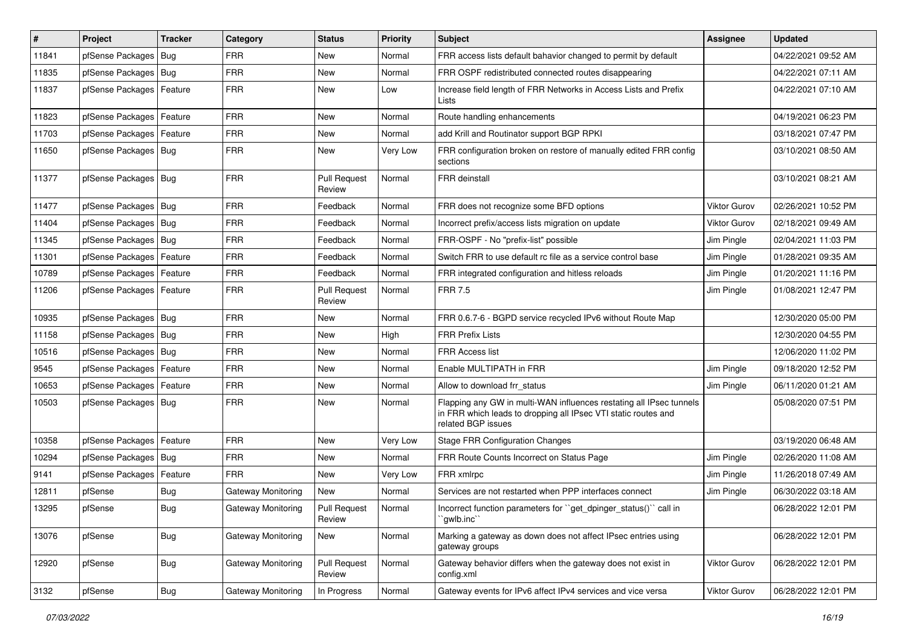| # | Project | Tracker | Category | Status | Priority | Subject | Assignee | Updated |
| --- | --- | --- | --- | --- | --- | --- | --- | --- |
| 11841 | pfSense Packages | Bug | FRR | New | Normal | FRR access lists default bahavior changed to permit by default | | 04/22/2021 09:52 AM |
| 11835 | pfSense Packages | Bug | FRR | New | Normal | FRR OSPF redistributed connected routes disappearing | | 04/22/2021 07:11 AM |
| 11837 | pfSense Packages | Feature | FRR | New | Low | Increase field length of FRR Networks in Access Lists and Prefix Lists | | 04/22/2021 07:10 AM |
| 11823 | pfSense Packages | Feature | FRR | New | Normal | Route handling enhancements | | 04/19/2021 06:23 PM |
| 11703 | pfSense Packages | Feature | FRR | New | Normal | add Krill and Routinator support BGP RPKI | | 03/18/2021 07:47 PM |
| 11650 | pfSense Packages | Bug | FRR | New | Very Low | FRR configuration broken on restore of manually edited FRR config sections | | 03/10/2021 08:50 AM |
| 11377 | pfSense Packages | Bug | FRR | Pull Request Review | Normal | FRR deinstall | | 03/10/2021 08:21 AM |
| 11477 | pfSense Packages | Bug | FRR | Feedback | Normal | FRR does not recognize some BFD options | Viktor Gurov | 02/26/2021 10:52 PM |
| 11404 | pfSense Packages | Bug | FRR | Feedback | Normal | Incorrect prefix/access lists migration on update | Viktor Gurov | 02/18/2021 09:49 AM |
| 11345 | pfSense Packages | Bug | FRR | Feedback | Normal | FRR-OSPF - No "prefix-list" possible | Jim Pingle | 02/04/2021 11:03 PM |
| 11301 | pfSense Packages | Feature | FRR | Feedback | Normal | Switch FRR to use default rc file as a service control base | Jim Pingle | 01/28/2021 09:35 AM |
| 10789 | pfSense Packages | Feature | FRR | Feedback | Normal | FRR integrated configuration and hitless reloads | Jim Pingle | 01/20/2021 11:16 PM |
| 11206 | pfSense Packages | Feature | FRR | Pull Request Review | Normal | FRR 7.5 | Jim Pingle | 01/08/2021 12:47 PM |
| 10935 | pfSense Packages | Bug | FRR | New | Normal | FRR 0.6.7-6 - BGPD service recycled IPv6 without Route Map | | 12/30/2020 05:00 PM |
| 11158 | pfSense Packages | Bug | FRR | New | High | FRR Prefix Lists | | 12/30/2020 04:55 PM |
| 10516 | pfSense Packages | Bug | FRR | New | Normal | FRR Access list | | 12/06/2020 11:02 PM |
| 9545 | pfSense Packages | Feature | FRR | New | Normal | Enable MULTIPATH in FRR | Jim Pingle | 09/18/2020 12:52 PM |
| 10653 | pfSense Packages | Feature | FRR | New | Normal | Allow to download frr_status | Jim Pingle | 06/11/2020 01:21 AM |
| 10503 | pfSense Packages | Bug | FRR | New | Normal | Flapping any GW in multi-WAN influences restating all IPsec tunnels in FRR which leads to dropping all IPsec VTI static routes and related BGP issues | | 05/08/2020 07:51 PM |
| 10358 | pfSense Packages | Feature | FRR | New | Very Low | Stage FRR Configuration Changes | | 03/19/2020 06:48 AM |
| 10294 | pfSense Packages | Bug | FRR | New | Normal | FRR Route Counts Incorrect on Status Page | Jim Pingle | 02/26/2020 11:08 AM |
| 9141 | pfSense Packages | Feature | FRR | New | Very Low | FRR xmlrpc | Jim Pingle | 11/26/2018 07:49 AM |
| 12811 | pfSense | Bug | Gateway Monitoring | New | Normal | Services are not restarted when PPP interfaces connect | Jim Pingle | 06/30/2022 03:18 AM |
| 13295 | pfSense | Bug | Gateway Monitoring | Pull Request Review | Normal | Incorrect function parameters for ``get_dpinger_status()`` call in ``gwlb.inc`` | | 06/28/2022 12:01 PM |
| 13076 | pfSense | Bug | Gateway Monitoring | New | Normal | Marking a gateway as down does not affect IPsec entries using gateway groups | | 06/28/2022 12:01 PM |
| 12920 | pfSense | Bug | Gateway Monitoring | Pull Request Review | Normal | Gateway behavior differs when the gateway does not exist in config.xml | Viktor Gurov | 06/28/2022 12:01 PM |
| 3132 | pfSense | Bug | Gateway Monitoring | In Progress | Normal | Gateway events for IPv6 affect IPv4 services and vice versa | Viktor Gurov | 06/28/2022 12:01 PM |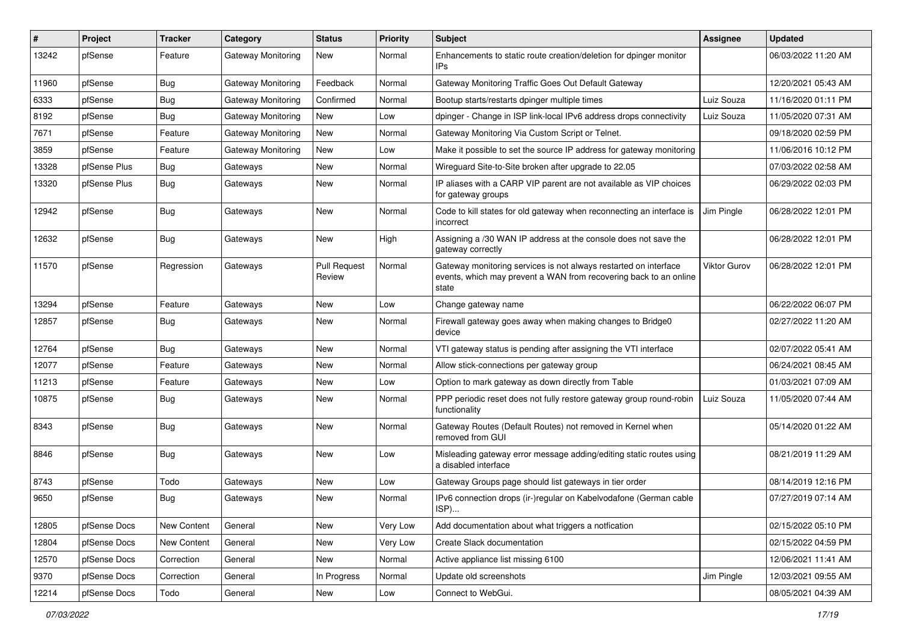| # | Project | Tracker | Category | Status | Priority | Subject | Assignee | Updated |
|---|---|---|---|---|---|---|---|---|
| 13242 | pfSense | Feature | Gateway Monitoring | New | Normal | Enhancements to static route creation/deletion for dpinger monitor IPs | | 06/03/2022 11:20 AM |
| 11960 | pfSense | Bug | Gateway Monitoring | Feedback | Normal | Gateway Monitoring Traffic Goes Out Default Gateway | | 12/20/2021 05:43 AM |
| 6333 | pfSense | Bug | Gateway Monitoring | Confirmed | Normal | Bootup starts/restarts dpinger multiple times | Luiz Souza | 11/16/2020 01:11 PM |
| 8192 | pfSense | Bug | Gateway Monitoring | New | Low | dpinger - Change in ISP link-local IPv6 address drops connectivity | Luiz Souza | 11/05/2020 07:31 AM |
| 7671 | pfSense | Feature | Gateway Monitoring | New | Normal | Gateway Monitoring Via Custom Script or Telnet. | | 09/18/2020 02:59 PM |
| 3859 | pfSense | Feature | Gateway Monitoring | New | Low | Make it possible to set the source IP address for gateway monitoring | | 11/06/2016 10:12 PM |
| 13328 | pfSense Plus | Bug | Gateways | New | Normal | Wireguard Site-to-Site broken after upgrade to 22.05 | | 07/03/2022 02:58 AM |
| 13320 | pfSense Plus | Bug | Gateways | New | Normal | IP aliases with a CARP VIP parent are not available as VIP choices for gateway groups | | 06/29/2022 02:03 PM |
| 12942 | pfSense | Bug | Gateways | New | Normal | Code to kill states for old gateway when reconnecting an interface is incorrect | Jim Pingle | 06/28/2022 12:01 PM |
| 12632 | pfSense | Bug | Gateways | New | High | Assigning a /30 WAN IP address at the console does not save the gateway correctly | | 06/28/2022 12:01 PM |
| 11570 | pfSense | Regression | Gateways | Pull Request Review | Normal | Gateway monitoring services is not always restarted on interface events, which may prevent a WAN from recovering back to an online state | Viktor Gurov | 06/28/2022 12:01 PM |
| 13294 | pfSense | Feature | Gateways | New | Low | Change gateway name | | 06/22/2022 06:07 PM |
| 12857 | pfSense | Bug | Gateways | New | Normal | Firewall gateway goes away when making changes to Bridge0 device | | 02/27/2022 11:20 AM |
| 12764 | pfSense | Bug | Gateways | New | Normal | VTI gateway status is pending after assigning the VTI interface | | 02/07/2022 05:41 AM |
| 12077 | pfSense | Feature | Gateways | New | Normal | Allow stick-connections per gateway group | | 06/24/2021 08:45 AM |
| 11213 | pfSense | Feature | Gateways | New | Low | Option to mark gateway as down directly from Table | | 01/03/2021 07:09 AM |
| 10875 | pfSense | Bug | Gateways | New | Normal | PPP periodic reset does not fully restore gateway group round-robin functionality | Luiz Souza | 11/05/2020 07:44 AM |
| 8343 | pfSense | Bug | Gateways | New | Normal | Gateway Routes (Default Routes) not removed in Kernel when removed from GUI | | 05/14/2020 01:22 AM |
| 8846 | pfSense | Bug | Gateways | New | Low | Misleading gateway error message adding/editing static routes using a disabled interface | | 08/21/2019 11:29 AM |
| 8743 | pfSense | Todo | Gateways | New | Low | Gateway Groups page should list gateways in tier order | | 08/14/2019 12:16 PM |
| 9650 | pfSense | Bug | Gateways | New | Normal | IPv6 connection drops (ir-)regular on Kabelvodafone (German cable ISP)... | | 07/27/2019 07:14 AM |
| 12805 | pfSense Docs | New Content | General | New | Very Low | Add documentation about what triggers a notfication | | 02/15/2022 05:10 PM |
| 12804 | pfSense Docs | New Content | General | New | Very Low | Create Slack documentation | | 02/15/2022 04:59 PM |
| 12570 | pfSense Docs | Correction | General | New | Normal | Active appliance list missing 6100 | | 12/06/2021 11:41 AM |
| 9370 | pfSense Docs | Correction | General | In Progress | Normal | Update old screenshots | Jim Pingle | 12/03/2021 09:55 AM |
| 12214 | pfSense Docs | Todo | General | New | Low | Connect to WebGui. | | 08/05/2021 04:39 AM |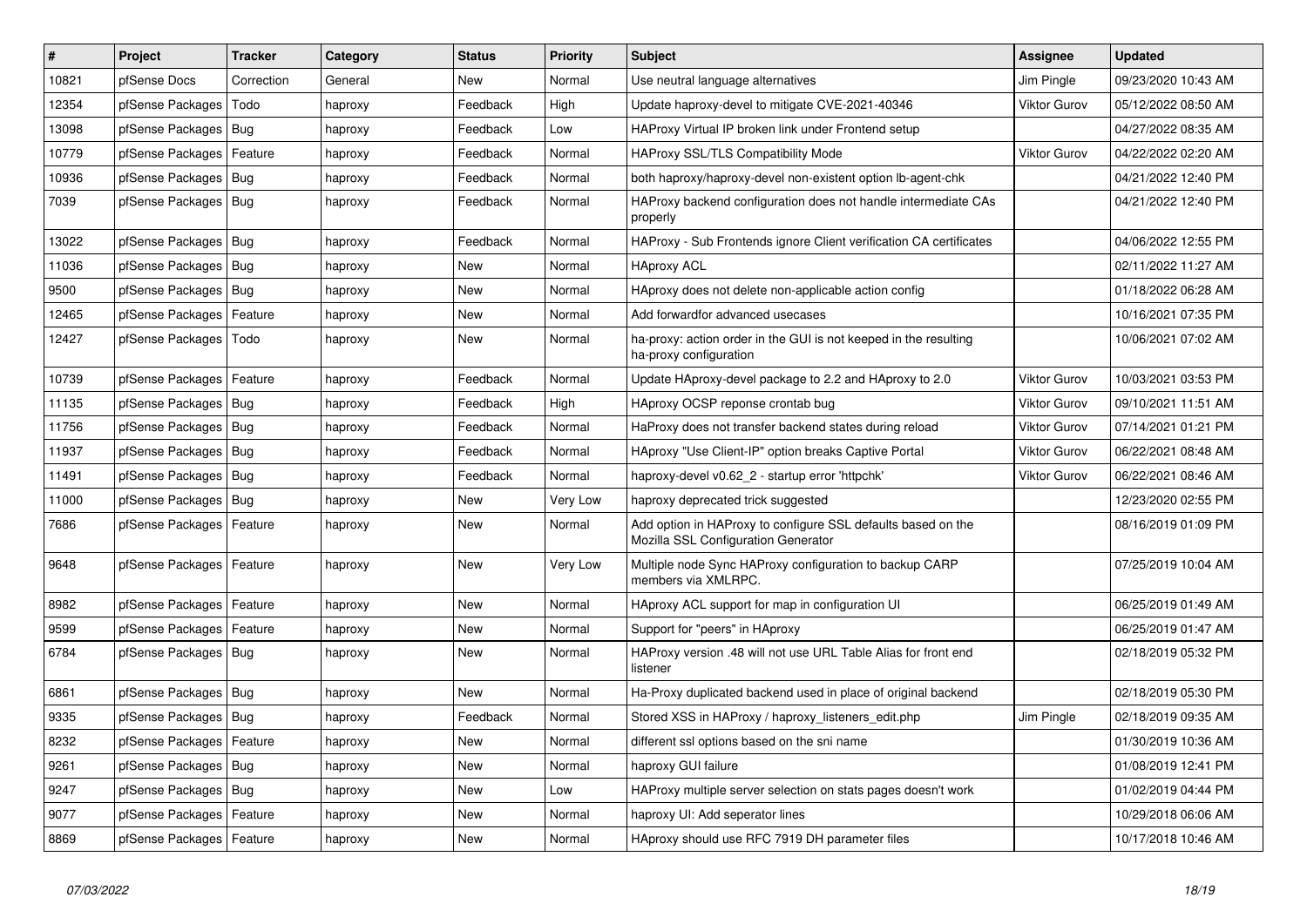| # | Project | Tracker | Category | Status | Priority | Subject | Assignee | Updated |
|---|---|---|---|---|---|---|---|---|
| 10821 | pfSense Docs | Correction | General | New | Normal | Use neutral language alternatives | Jim Pingle | 09/23/2020 10:43 AM |
| 12354 | pfSense Packages | Todo | haproxy | Feedback | High | Update haproxy-devel to mitigate CVE-2021-40346 | Viktor Gurov | 05/12/2022 08:50 AM |
| 13098 | pfSense Packages | Bug | haproxy | Feedback | Low | HAProxy Virtual IP broken link under Frontend setup | | 04/27/2022 08:35 AM |
| 10779 | pfSense Packages | Feature | haproxy | Feedback | Normal | HAProxy SSL/TLS Compatibility Mode | Viktor Gurov | 04/22/2022 02:20 AM |
| 10936 | pfSense Packages | Bug | haproxy | Feedback | Normal | both haproxy/haproxy-devel non-existent option lb-agent-chk | | 04/21/2022 12:40 PM |
| 7039 | pfSense Packages | Bug | haproxy | Feedback | Normal | HAProxy backend configuration does not handle intermediate CAs properly | | 04/21/2022 12:40 PM |
| 13022 | pfSense Packages | Bug | haproxy | Feedback | Normal | HAProxy - Sub Frontends ignore Client verification CA certificates | | 04/06/2022 12:55 PM |
| 11036 | pfSense Packages | Bug | haproxy | New | Normal | HAproxy ACL | | 02/11/2022 11:27 AM |
| 9500 | pfSense Packages | Bug | haproxy | New | Normal | HAproxy does not delete non-applicable action config | | 01/18/2022 06:28 AM |
| 12465 | pfSense Packages | Feature | haproxy | New | Normal | Add forwardfor advanced usecases | | 10/16/2021 07:35 PM |
| 12427 | pfSense Packages | Todo | haproxy | New | Normal | ha-proxy: action order in the GUI is not keeped in the resulting ha-proxy configuration | | 10/06/2021 07:02 AM |
| 10739 | pfSense Packages | Feature | haproxy | Feedback | Normal | Update HAproxy-devel package to 2.2 and HAproxy to 2.0 | Viktor Gurov | 10/03/2021 03:53 PM |
| 11135 | pfSense Packages | Bug | haproxy | Feedback | High | HAproxy OCSP reponse crontab bug | Viktor Gurov | 09/10/2021 11:51 AM |
| 11756 | pfSense Packages | Bug | haproxy | Feedback | Normal | HaProxy does not transfer backend states during reload | Viktor Gurov | 07/14/2021 01:21 PM |
| 11937 | pfSense Packages | Bug | haproxy | Feedback | Normal | HAproxy "Use Client-IP" option breaks Captive Portal | Viktor Gurov | 06/22/2021 08:48 AM |
| 11491 | pfSense Packages | Bug | haproxy | Feedback | Normal | haproxy-devel v0.62_2 - startup error 'httpchk' | Viktor Gurov | 06/22/2021 08:46 AM |
| 11000 | pfSense Packages | Bug | haproxy | New | Very Low | haproxy deprecated trick suggested | | 12/23/2020 02:55 PM |
| 7686 | pfSense Packages | Feature | haproxy | New | Normal | Add option in HAProxy to configure SSL defaults based on the Mozilla SSL Configuration Generator | | 08/16/2019 01:09 PM |
| 9648 | pfSense Packages | Feature | haproxy | New | Very Low | Multiple node Sync HAProxy configuration to backup CARP members via XMLRPC. | | 07/25/2019 10:04 AM |
| 8982 | pfSense Packages | Feature | haproxy | New | Normal | HAproxy ACL support for map in configuration UI | | 06/25/2019 01:49 AM |
| 9599 | pfSense Packages | Feature | haproxy | New | Normal | Support for "peers" in HAproxy | | 06/25/2019 01:47 AM |
| 6784 | pfSense Packages | Bug | haproxy | New | Normal | HAProxy version .48 will not use URL Table Alias for front end listener | | 02/18/2019 05:32 PM |
| 6861 | pfSense Packages | Bug | haproxy | New | Normal | Ha-Proxy duplicated backend used in place of original backend | | 02/18/2019 05:30 PM |
| 9335 | pfSense Packages | Bug | haproxy | Feedback | Normal | Stored XSS in HAProxy / haproxy_listeners_edit.php | Jim Pingle | 02/18/2019 09:35 AM |
| 8232 | pfSense Packages | Feature | haproxy | New | Normal | different ssl options based on the sni name | | 01/30/2019 10:36 AM |
| 9261 | pfSense Packages | Bug | haproxy | New | Normal | haproxy GUI failure | | 01/08/2019 12:41 PM |
| 9247 | pfSense Packages | Bug | haproxy | New | Low | HAProxy multiple server selection on stats pages doesn't work | | 01/02/2019 04:44 PM |
| 9077 | pfSense Packages | Feature | haproxy | New | Normal | haproxy UI: Add seperator lines | | 10/29/2018 06:06 AM |
| 8869 | pfSense Packages | Feature | haproxy | New | Normal | HAproxy should use RFC 7919 DH parameter files | | 10/17/2018 10:46 AM |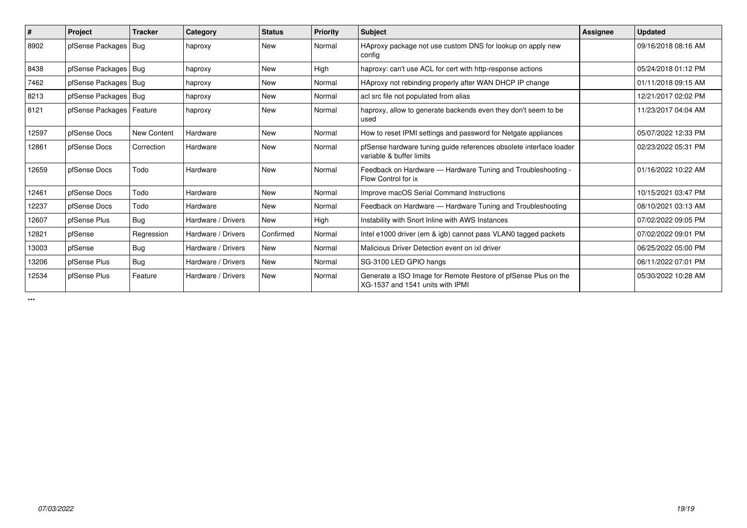| # | Project | Tracker | Category | Status | Priority | Subject | Assignee | Updated |
|---|---|---|---|---|---|---|---|---|
| 8902 | pfSense Packages | Bug | haproxy | New | Normal | HAproxy package not use custom DNS for lookup on apply new config | | 09/16/2018 08:16 AM |
| 8438 | pfSense Packages | Bug | haproxy | New | High | haproxy: can't use ACL for cert with http-response actions | | 05/24/2018 01:12 PM |
| 7462 | pfSense Packages | Bug | haproxy | New | Normal | HAproxy not rebinding properly after WAN DHCP IP change | | 01/11/2018 09:15 AM |
| 8213 | pfSense Packages | Bug | haproxy | New | Normal | acl src file not populated from alias | | 12/21/2017 02:02 PM |
| 8121 | pfSense Packages | Feature | haproxy | New | Normal | haproxy, allow to generate backends even they don't seem to be used | | 11/23/2017 04:04 AM |
| 12597 | pfSense Docs | New Content | Hardware | New | Normal | How to reset IPMI settings and password for Netgate appliances | | 05/07/2022 12:33 PM |
| 12861 | pfSense Docs | Correction | Hardware | New | Normal | pfSense hardware tuning guide references obsolete interface loader variable & buffer limits | | 02/23/2022 05:31 PM |
| 12659 | pfSense Docs | Todo | Hardware | New | Normal | Feedback on Hardware — Hardware Tuning and Troubleshooting - Flow Control for ix | | 01/16/2022 10:22 AM |
| 12461 | pfSense Docs | Todo | Hardware | New | Normal | Improve macOS Serial Command Instructions | | 10/15/2021 03:47 PM |
| 12237 | pfSense Docs | Todo | Hardware | New | Normal | Feedback on Hardware — Hardware Tuning and Troubleshooting | | 08/10/2021 03:13 AM |
| 12607 | pfSense Plus | Bug | Hardware / Drivers | New | High | Instability with Snort Inline with AWS Instances | | 07/02/2022 09:05 PM |
| 12821 | pfSense | Regression | Hardware / Drivers | Confirmed | Normal | Intel e1000 driver (em & igb) cannot pass VLAN0 tagged packets | | 07/02/2022 09:01 PM |
| 13003 | pfSense | Bug | Hardware / Drivers | New | Normal | Malicious Driver Detection event on ixl driver | | 06/25/2022 05:00 PM |
| 13206 | pfSense Plus | Bug | Hardware / Drivers | New | Normal | SG-3100 LED GPIO hangs | | 06/11/2022 07:01 PM |
| 12534 | pfSense Plus | Feature | Hardware / Drivers | New | Normal | Generate a ISO Image for Remote Restore of pfSense Plus on the XG-1537 and 1541 units with IPMI | | 05/30/2022 10:28 AM |

...